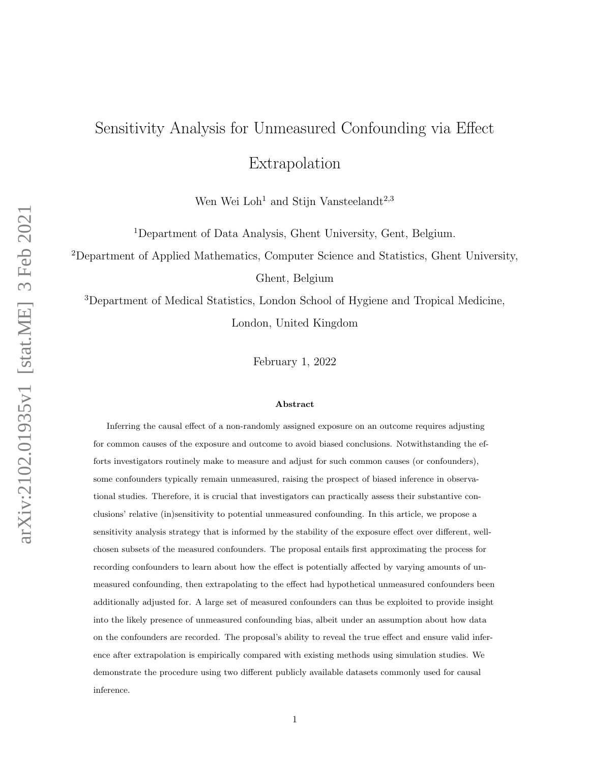# Sensitivity Analysis for Unmeasured Confounding via Effect Extrapolation

Wen Wei Loh[1] and Stijn Vansteelandt[2,3]

[1]Department of Data Analysis, Ghent University, Gent, Belgium.

[2]Department of Applied Mathematics, Computer Science and Statistics, Ghent University, Ghent, Belgium

[3]Department of Medical Statistics, London School of Hygiene and Tropical Medicine, London, United Kingdom

February 1, 2022

**Abstract**

Inferring the causal effect of a non-randomly assigned exposure on an outcome requires adjusting for common causes of the exposure and outcome to avoid biased conclusions. Notwithstanding the efforts investigators routinely make to measure and adjust for such common causes (or confounders), some confounders typically remain unmeasured, raising the prospect of biased inference in observational studies. Therefore, it is crucial that investigators can practically assess their substantive conclusions' relative (in)sensitivity to potential unmeasured confounding. In this article, we propose a sensitivity analysis strategy that is informed by the stability of the exposure effect over different, well-chosen subsets of the measured confounders. The proposal entails first approximating the process for recording confounders to learn about how the effect is potentially affected by varying amounts of unmeasured confounding, then extrapolating to the effect had hypothetical unmeasured confounders been additionally adjusted for. A large set of measured confounders can thus be exploited to provide insight into the likely presence of unmeasured confounding bias, albeit under an assumption about how data on the confounders are recorded. The proposal's ability to reveal the true effect and ensure valid inference after extrapolation is empirically compared with existing methods using simulation studies. We demonstrate the procedure using two different publicly available datasets commonly used for causal inference.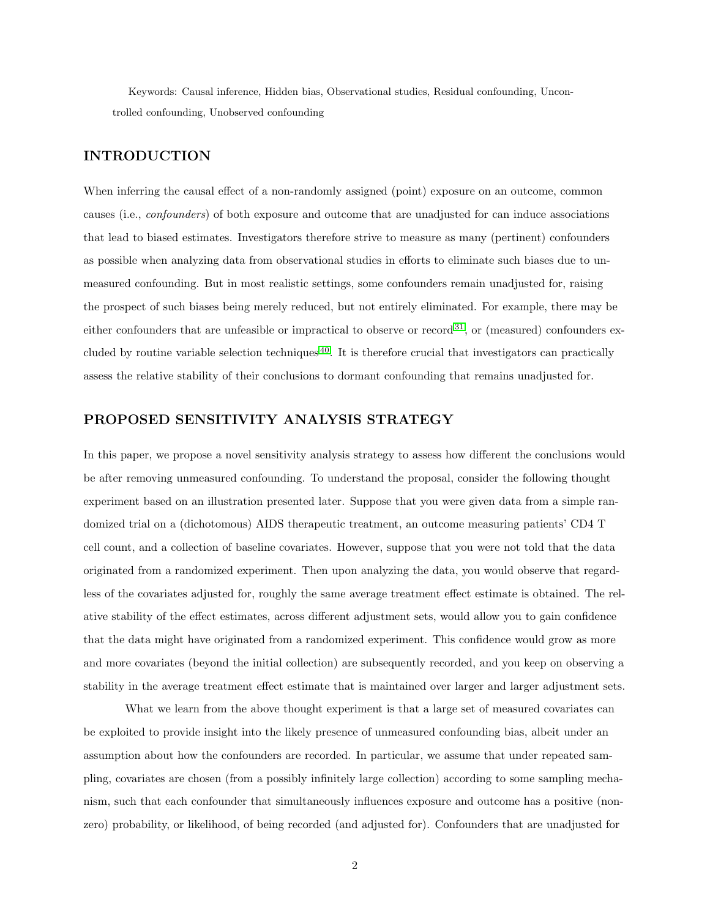Keywords: Causal inference, Hidden bias, Observational studies, Residual confounding, Uncontrolled confounding, Unobserved confounding

## INTRODUCTION

When inferring the causal effect of a non-randomly assigned (point) exposure on an outcome, common causes (i.e., *confounders*) of both exposure and outcome that are unadjusted for can induce associations that lead to biased estimates. Investigators therefore strive to measure as many (pertinent) confounders as possible when analyzing data from observational studies in efforts to eliminate such biases due to unmeasured confounding. But in most realistic settings, some confounders remain unadjusted for, raising the prospect of such biases being merely reduced, but not entirely eliminated. For example, there may be either confounders that are unfeasible or impractical to observe or record[31], or (measured) confounders excluded by routine variable selection techniques[40]. It is therefore crucial that investigators can practically assess the relative stability of their conclusions to dormant confounding that remains unadjusted for.

## PROPOSED SENSITIVITY ANALYSIS STRATEGY

In this paper, we propose a novel sensitivity analysis strategy to assess how different the conclusions would be after removing unmeasured confounding. To understand the proposal, consider the following thought experiment based on an illustration presented later. Suppose that you were given data from a simple randomized trial on a (dichotomous) AIDS therapeutic treatment, an outcome measuring patients' CD4 T cell count, and a collection of baseline covariates. However, suppose that you were not told that the data originated from a randomized experiment. Then upon analyzing the data, you would observe that regardless of the covariates adjusted for, roughly the same average treatment effect estimate is obtained. The relative stability of the effect estimates, across different adjustment sets, would allow you to gain confidence that the data might have originated from a randomized experiment. This confidence would grow as more and more covariates (beyond the initial collection) are subsequently recorded, and you keep on observing a stability in the average treatment effect estimate that is maintained over larger and larger adjustment sets.

What we learn from the above thought experiment is that a large set of measured covariates can be exploited to provide insight into the likely presence of unmeasured confounding bias, albeit under an assumption about how the confounders are recorded. In particular, we assume that under repeated sampling, covariates are chosen (from a possibly infinitely large collection) according to some sampling mechanism, such that each confounder that simultaneously influences exposure and outcome has a positive (nonzero) probability, or likelihood, of being recorded (and adjusted for). Confounders that are unadjusted for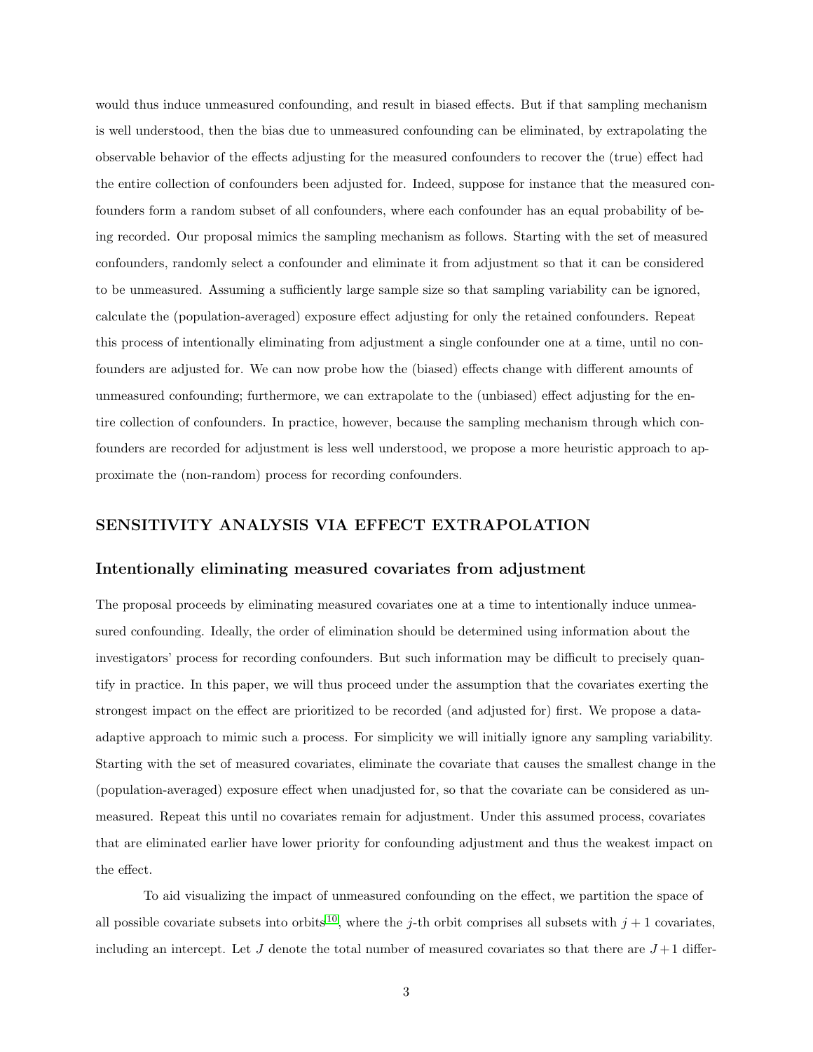would thus induce unmeasured confounding, and result in biased effects. But if that sampling mechanism is well understood, then the bias due to unmeasured confounding can be eliminated, by extrapolating the observable behavior of the effects adjusting for the measured confounders to recover the (true) effect had the entire collection of confounders been adjusted for. Indeed, suppose for instance that the measured confounders form a random subset of all confounders, where each confounder has an equal probability of being recorded. Our proposal mimics the sampling mechanism as follows. Starting with the set of measured confounders, randomly select a confounder and eliminate it from adjustment so that it can be considered to be unmeasured. Assuming a sufficiently large sample size so that sampling variability can be ignored, calculate the (population-averaged) exposure effect adjusting for only the retained confounders. Repeat this process of intentionally eliminating from adjustment a single confounder one at a time, until no confounders are adjusted for. We can now probe how the (biased) effects change with different amounts of unmeasured confounding; furthermore, we can extrapolate to the (unbiased) effect adjusting for the entire collection of confounders. In practice, however, because the sampling mechanism through which confounders are recorded for adjustment is less well understood, we propose a more heuristic approach to approximate the (non-random) process for recording confounders.

## SENSITIVITY ANALYSIS VIA EFFECT EXTRAPOLATION

### Intentionally eliminating measured covariates from adjustment

The proposal proceeds by eliminating measured covariates one at a time to intentionally induce unmeasured confounding. Ideally, the order of elimination should be determined using information about the investigators' process for recording confounders. But such information may be difficult to precisely quantify in practice. In this paper, we will thus proceed under the assumption that the covariates exerting the strongest impact on the effect are prioritized to be recorded (and adjusted for) first. We propose a data-adaptive approach to mimic such a process. For simplicity we will initially ignore any sampling variability. Starting with the set of measured covariates, eliminate the covariate that causes the smallest change in the (population-averaged) exposure effect when unadjusted for, so that the covariate can be considered as unmeasured. Repeat this until no covariates remain for adjustment. Under this assumed process, covariates that are eliminated earlier have lower priority for confounding adjustment and thus the weakest impact on the effect.

To aid visualizing the impact of unmeasured confounding on the effect, we partition the space of all possible covariate subsets into orbits[10], where the $j$-th orbit comprises all subsets with $j+1$ covariates, including an intercept. Let $J$ denote the total number of measured covariates so that there are $J+1$ differ-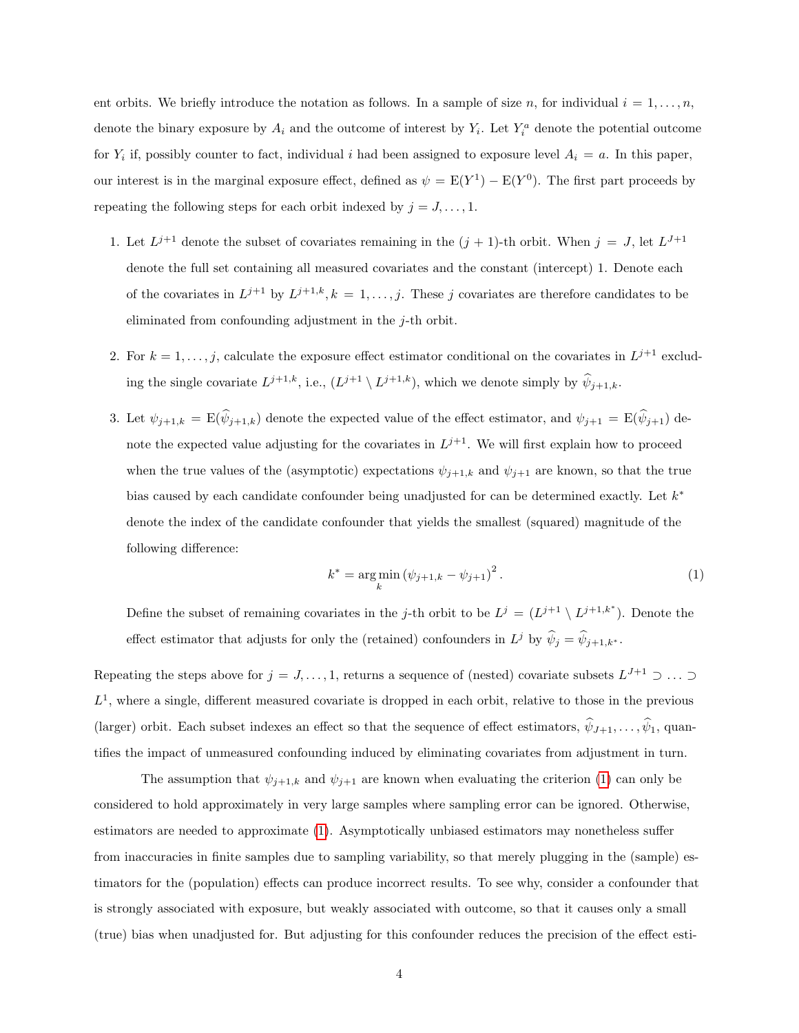ent orbits. We briefly introduce the notation as follows. In a sample of size $n$, for individual $i = 1, \ldots, n$, denote the binary exposure by $A_i$ and the outcome of interest by $Y_i$. Let $Y_i^a$ denote the potential outcome for $Y_i$ if, possibly counter to fact, individual $i$ had been assigned to exposure level $A_i = a$. In this paper, our interest is in the marginal exposure effect, defined as $\psi = \mathrm{E}(Y^1) - \mathrm{E}(Y^0)$. The first part proceeds by repeating the following steps for each orbit indexed by $j = J, \ldots, 1$.

1. Let $L^{j+1}$ denote the subset of covariates remaining in the $(j+1)$-th orbit. When $j = J$, let $L^{J+1}$ denote the full set containing all measured covariates and the constant (intercept) 1. Denote each of the covariates in $L^{j+1}$ by $L^{j+1,k}, k = 1, \ldots, j$. These $j$ covariates are therefore candidates to be eliminated from confounding adjustment in the $j$-th orbit.

2. For $k = 1, \ldots, j$, calculate the exposure effect estimator conditional on the covariates in $L^{j+1}$ excluding the single covariate $L^{j+1,k}$, i.e., $(L^{j+1} \setminus L^{j+1,k})$, which we denote simply by $\widehat{\psi}_{j+1,k}$.

3. Let $\psi_{j+1,k} = \mathrm{E}(\widehat{\psi}_{j+1,k})$ denote the expected value of the effect estimator, and $\psi_{j+1} = \mathrm{E}(\widehat{\psi}_{j+1})$ denote the expected value adjusting for the covariates in $L^{j+1}$. We will first explain how to proceed when the true values of the (asymptotic) expectations $\psi_{j+1,k}$ and $\psi_{j+1}$ are known, so that the true bias caused by each candidate confounder being unadjusted for can be determined exactly. Let $k^*$ denote the index of the candidate confounder that yields the smallest (squared) magnitude of the following difference:
$$k^* = \arg\min_k \left(\psi_{j+1,k} - \psi_{j+1}\right)^2. \tag{1}$$
Define the subset of remaining covariates in the $j$-th orbit to be $L^j = (L^{j+1} \setminus L^{j+1,k^*})$. Denote the effect estimator that adjusts for only the (retained) confounders in $L^j$ by $\widehat{\psi}_j = \widehat{\psi}_{j+1,k^*}$.

Repeating the steps above for $j = J, \ldots, 1$, returns a sequence of (nested) covariate subsets $L^{J+1} \supset \ldots \supset L^1$, where a single, different measured covariate is dropped in each orbit, relative to those in the previous (larger) orbit. Each subset indexes an effect so that the sequence of effect estimators, $\widehat{\psi}_{J+1}, \ldots, \widehat{\psi}_1$, quantifies the impact of unmeasured confounding induced by eliminating covariates from adjustment in turn.

The assumption that $\psi_{j+1,k}$ and $\psi_{j+1}$ are known when evaluating the criterion (1) can only be considered to hold approximately in very large samples where sampling error can be ignored. Otherwise, estimators are needed to approximate (1). Asymptotically unbiased estimators may nonetheless suffer from inaccuracies in finite samples due to sampling variability, so that merely plugging in the (sample) estimators for the (population) effects can produce incorrect results. To see why, consider a confounder that is strongly associated with exposure, but weakly associated with outcome, so that it causes only a small (true) bias when unadjusted for. But adjusting for this confounder reduces the precision of the effect esti-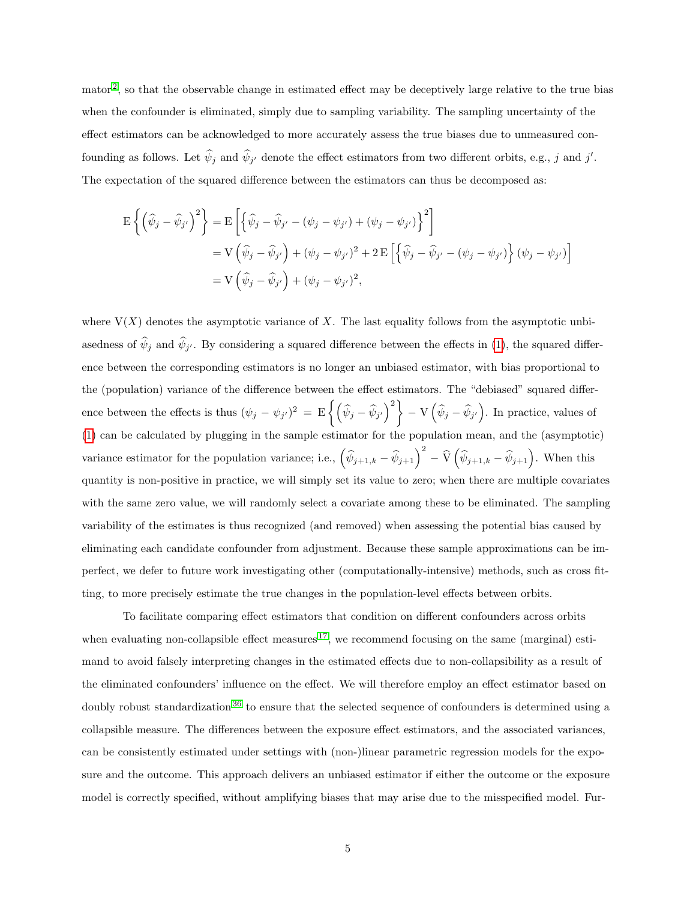mator[2], so that the observable change in estimated effect may be deceptively large relative to the true bias when the confounder is eliminated, simply due to sampling variability. The sampling uncertainty of the effect estimators can be acknowledged to more accurately assess the true biases due to unmeasured confounding as follows. Let $\widehat{\psi}_j$ and $\widehat{\psi}_{j'}$ denote the effect estimators from two different orbits, e.g., $j$ and $j'$. The expectation of the squared difference between the estimators can thus be decomposed as:

$$
\begin{aligned}
\mathrm{E}\left\{\left(\widehat{\psi}_j - \widehat{\psi}_{j'}\right)^2\right\} &= \mathrm{E}\left[\left\{\widehat{\psi}_j - \widehat{\psi}_{j'} - (\psi_j - \psi_{j'}) + (\psi_j - \psi_{j'})\right\}^2\right] \\
&= \mathrm{V}\left(\widehat{\psi}_j - \widehat{\psi}_{j'}\right) + (\psi_j - \psi_{j'})^2 + 2\,\mathrm{E}\left[\left\{\widehat{\psi}_j - \widehat{\psi}_{j'} - (\psi_j - \psi_{j'})\right\}(\psi_j - \psi_{j'})\right] \\
&= \mathrm{V}\left(\widehat{\psi}_j - \widehat{\psi}_{j'}\right) + (\psi_j - \psi_{j'})^2,
\end{aligned}
$$

where $\mathrm{V}(X)$ denotes the asymptotic variance of $X$. The last equality follows from the asymptotic unbiasedness of $\widehat{\psi}_j$ and $\widehat{\psi}_{j'}$. By considering a squared difference between the effects in (1), the squared difference between the corresponding estimators is no longer an unbiased estimator, with bias proportional to the (population) variance of the difference between the effect estimators. The "debiased" squared difference between the effects is thus $(\psi_j - \psi_{j'})^2 = \mathrm{E}\left\{\left(\widehat{\psi}_j - \widehat{\psi}_{j'}\right)^2\right\} - \mathrm{V}\left(\widehat{\psi}_j - \widehat{\psi}_{j'}\right)$. In practice, values of (1) can be calculated by plugging in the sample estimator for the population mean, and the (asymptotic) variance estimator for the population variance; i.e., $\left(\widehat{\psi}_{j+1,k} - \widehat{\psi}_{j+1}\right)^2 - \widehat{\mathrm{V}}\left(\widehat{\psi}_{j+1,k} - \widehat{\psi}_{j+1}\right)$. When this quantity is non-positive in practice, we will simply set its value to zero; when there are multiple covariates with the same zero value, we will randomly select a covariate among these to be eliminated. The sampling variability of the estimates is thus recognized (and removed) when assessing the potential bias caused by eliminating each candidate confounder from adjustment. Because these sample approximations can be imperfect, we defer to future work investigating other (computationally-intensive) methods, such as cross fitting, to more precisely estimate the true changes in the population-level effects between orbits.

To facilitate comparing effect estimators that condition on different confounders across orbits when evaluating non-collapsible effect measures[17], we recommend focusing on the same (marginal) estimand to avoid falsely interpreting changes in the estimated effects due to non-collapsibility as a result of the eliminated confounders' influence on the effect. We will therefore employ an effect estimator based on doubly robust standardization[36] to ensure that the selected sequence of confounders is determined using a collapsible measure. The differences between the exposure effect estimators, and the associated variances, can be consistently estimated under settings with (non-)linear parametric regression models for the exposure and the outcome. This approach delivers an unbiased estimator if either the outcome or the exposure model is correctly specified, without amplifying biases that may arise due to the misspecified model. Fur-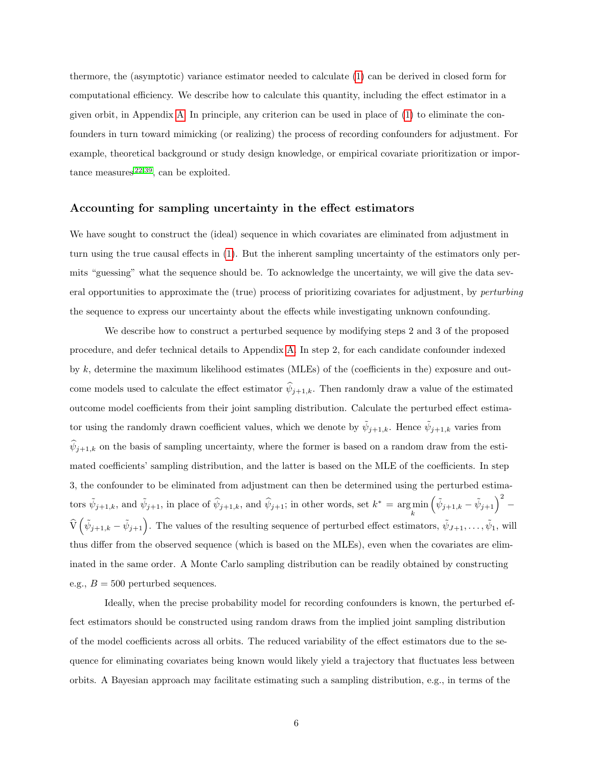thermore, the (asymptotic) variance estimator needed to calculate (1) can be derived in closed form for computational efficiency. We describe how to calculate this quantity, including the effect estimator in a given orbit, in Appendix A. In principle, any criterion can be used in place of (1) to eliminate the confounders in turn toward mimicking (or realizing) the process of recording confounders for adjustment. For example, theoretical background or study design knowledge, or empirical covariate prioritization or importance measures[22,39], can be exploited.

### Accounting for sampling uncertainty in the effect estimators

We have sought to construct the (ideal) sequence in which covariates are eliminated from adjustment in turn using the true causal effects in (1). But the inherent sampling uncertainty of the estimators only permits "guessing" what the sequence should be. To acknowledge the uncertainty, we will give the data several opportunities to approximate the (true) process of prioritizing covariates for adjustment, by *perturbing* the sequence to express our uncertainty about the effects while investigating unknown confounding.

We describe how to construct a perturbed sequence by modifying steps 2 and 3 of the proposed procedure, and defer technical details to Appendix A. In step 2, for each candidate confounder indexed by $k$, determine the maximum likelihood estimates (MLEs) of the (coefficients in the) exposure and outcome models used to calculate the effect estimator $\widehat{\psi}_{j+1,k}$. Then randomly draw a value of the estimated outcome model coefficients from their joint sampling distribution. Calculate the perturbed effect estimator using the randomly drawn coefficient values, which we denote by $\tilde{\psi}_{j+1,k}$. Hence $\tilde{\psi}_{j+1,k}$ varies from $\widehat{\psi}_{j+1,k}$ on the basis of sampling uncertainty, where the former is based on a random draw from the estimated coefficients' sampling distribution, and the latter is based on the MLE of the coefficients. In step 3, the confounder to be eliminated from adjustment can then be determined using the perturbed estimators $\tilde{\psi}_{j+1,k}$, and $\tilde{\psi}_{j+1}$, in place of $\widehat{\psi}_{j+1,k}$, and $\widehat{\psi}_{j+1}$; in other words, set $k^* = \arg\min_k \left(\tilde{\psi}_{j+1,k} - \tilde{\psi}_{j+1}\right)^2 - \widehat{\mathrm{V}}\left(\tilde{\psi}_{j+1,k} - \tilde{\psi}_{j+1}\right)$. The values of the resulting sequence of perturbed effect estimators, $\tilde{\psi}_{J+1}, \ldots, \tilde{\psi}_1$, will thus differ from the observed sequence (which is based on the MLEs), even when the covariates are eliminated in the same order. A Monte Carlo sampling distribution can be readily obtained by constructing e.g., $B = 500$ perturbed sequences.

Ideally, when the precise probability model for recording confounders is known, the perturbed effect estimators should be constructed using random draws from the implied joint sampling distribution of the model coefficients across all orbits. The reduced variability of the effect estimators due to the sequence for eliminating covariates being known would likely yield a trajectory that fluctuates less between orbits. A Bayesian approach may facilitate estimating such a sampling distribution, e.g., in terms of the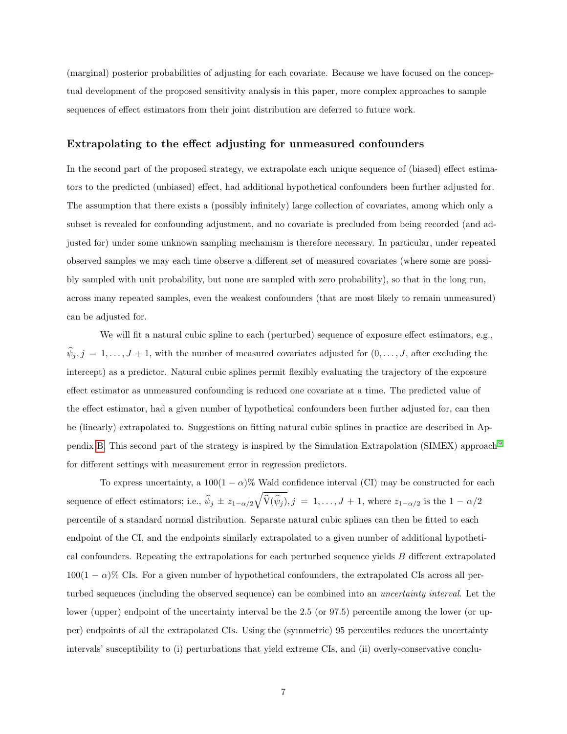(marginal) posterior probabilities of adjusting for each covariate. Because we have focused on the conceptual development of the proposed sensitivity analysis in this paper, more complex approaches to sample sequences of effect estimators from their joint distribution are deferred to future work.

### Extrapolating to the effect adjusting for unmeasured confounders

In the second part of the proposed strategy, we extrapolate each unique sequence of (biased) effect estimators to the predicted (unbiased) effect, had additional hypothetical confounders been further adjusted for. The assumption that there exists a (possibly infinitely) large collection of covariates, among which only a subset is revealed for confounding adjustment, and no covariate is precluded from being recorded (and adjusted for) under some unknown sampling mechanism is therefore necessary. In particular, under repeated observed samples we may each time observe a different set of measured covariates (where some are possibly sampled with unit probability, but none are sampled with zero probability), so that in the long run, across many repeated samples, even the weakest confounders (that are most likely to remain unmeasured) can be adjusted for.

We will fit a natural cubic spline to each (perturbed) sequence of exposure effect estimators, e.g., $\widehat{\psi}_j, j = 1, \ldots, J+1$, with the number of measured covariates adjusted for $(0, \ldots, J$, after excluding the intercept) as a predictor. Natural cubic splines permit flexibly evaluating the trajectory of the exposure effect estimator as unmeasured confounding is reduced one covariate at a time. The predicted value of the effect estimator, had a given number of hypothetical confounders been further adjusted for, can then be (linearly) extrapolated to. Suggestions on fitting natural cubic splines in practice are described in Appendix B. This second part of the strategy is inspired by the Simulation Extrapolation (SIMEX) approach[9] for different settings with measurement error in regression predictors.

To express uncertainty, a $100(1-\alpha)\%$ Wald confidence interval (CI) may be constructed for each sequence of effect estimators; i.e., $\widehat{\psi}_j \pm z_{1-\alpha/2}\sqrt{\widehat{\mathrm{V}}(\widehat{\psi}_j)}, j = 1, \ldots, J+1$, where $z_{1-\alpha/2}$ is the $1-\alpha/2$ percentile of a standard normal distribution. Separate natural cubic splines can then be fitted to each endpoint of the CI, and the endpoints similarly extrapolated to a given number of additional hypothetical confounders. Repeating the extrapolations for each perturbed sequence yields $B$ different extrapolated $100(1-\alpha)\%$ CIs. For a given number of hypothetical confounders, the extrapolated CIs across all perturbed sequences (including the observed sequence) can be combined into an *uncertainty interval*. Let the lower (upper) endpoint of the uncertainty interval be the 2.5 (or 97.5) percentile among the lower (or upper) endpoints of all the extrapolated CIs. Using the (symmetric) 95 percentiles reduces the uncertainty intervals' susceptibility to (i) perturbations that yield extreme CIs, and (ii) overly-conservative conclu-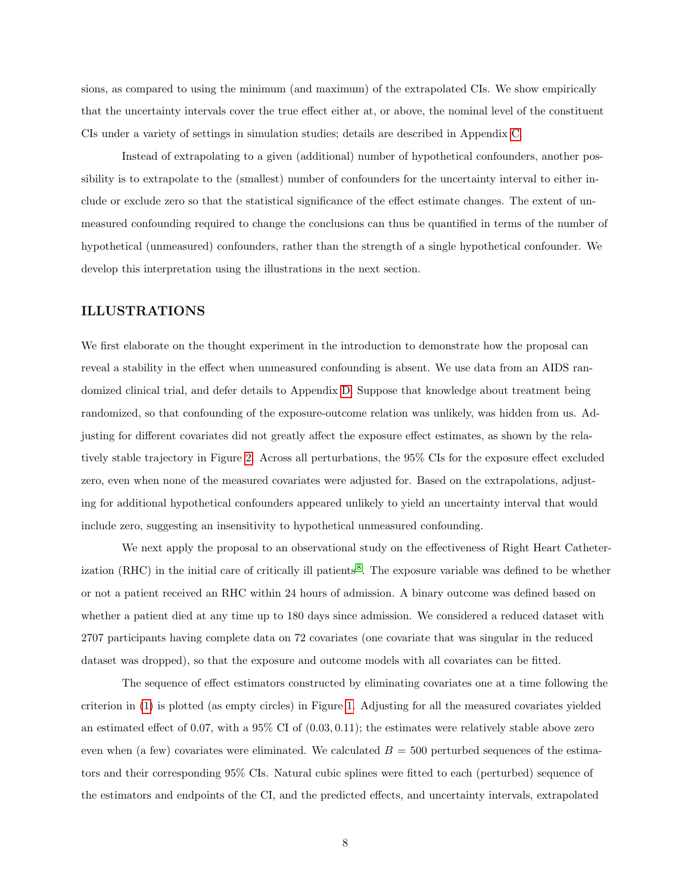sions, as compared to using the minimum (and maximum) of the extrapolated CIs. We show empirically that the uncertainty intervals cover the true effect either at, or above, the nominal level of the constituent CIs under a variety of settings in simulation studies; details are described in Appendix C.

Instead of extrapolating to a given (additional) number of hypothetical confounders, another possibility is to extrapolate to the (smallest) number of confounders for the uncertainty interval to either include or exclude zero so that the statistical significance of the effect estimate changes. The extent of unmeasured confounding required to change the conclusions can thus be quantified in terms of the number of hypothetical (unmeasured) confounders, rather than the strength of a single hypothetical confounder. We develop this interpretation using the illustrations in the next section.

## ILLUSTRATIONS

We first elaborate on the thought experiment in the introduction to demonstrate how the proposal can reveal a stability in the effect when unmeasured confounding is absent. We use data from an AIDS randomized clinical trial, and defer details to Appendix D. Suppose that knowledge about treatment being randomized, so that confounding of the exposure-outcome relation was unlikely, was hidden from us. Adjusting for different covariates did not greatly affect the exposure effect estimates, as shown by the relatively stable trajectory in Figure 2. Across all perturbations, the 95% CIs for the exposure effect excluded zero, even when none of the measured covariates were adjusted for. Based on the extrapolations, adjusting for additional hypothetical confounders appeared unlikely to yield an uncertainty interval that would include zero, suggesting an insensitivity to hypothetical unmeasured confounding.

We next apply the proposal to an observational study on the effectiveness of Right Heart Catheterization (RHC) in the initial care of critically ill patients[8]. The exposure variable was defined to be whether or not a patient received an RHC within 24 hours of admission. A binary outcome was defined based on whether a patient died at any time up to 180 days since admission. We considered a reduced dataset with 2707 participants having complete data on 72 covariates (one covariate that was singular in the reduced dataset was dropped), so that the exposure and outcome models with all covariates can be fitted.

The sequence of effect estimators constructed by eliminating covariates one at a time following the criterion in (1) is plotted (as empty circles) in Figure 1. Adjusting for all the measured covariates yielded an estimated effect of 0.07, with a 95% CI of $(0.03, 0.11)$; the estimates were relatively stable above zero even when (a few) covariates were eliminated. We calculated $B = 500$ perturbed sequences of the estimators and their corresponding 95% CIs. Natural cubic splines were fitted to each (perturbed) sequence of the estimators and endpoints of the CI, and the predicted effects, and uncertainty intervals, extrapolated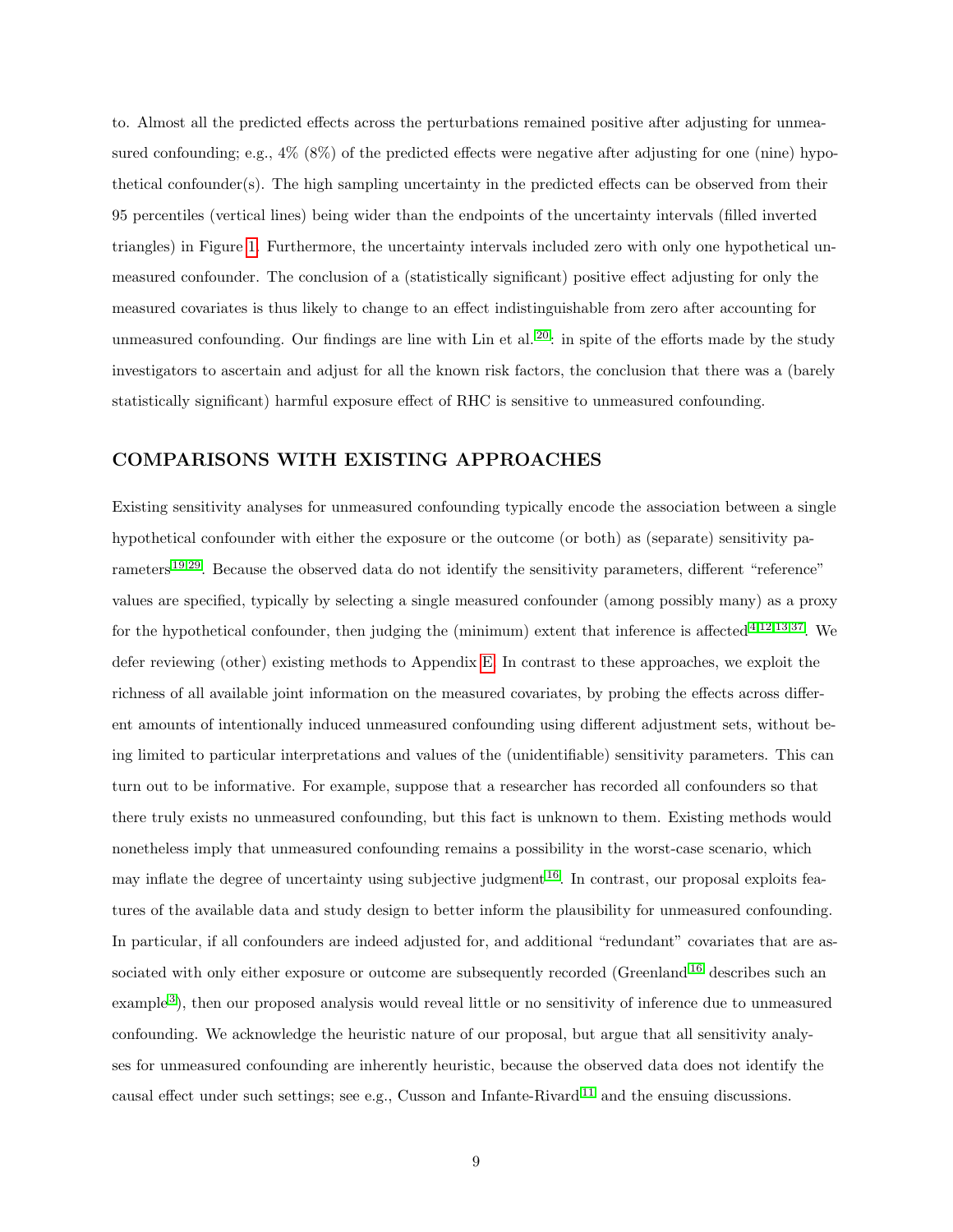to. Almost all the predicted effects across the perturbations remained positive after adjusting for unmeasured confounding; e.g., 4% (8%) of the predicted effects were negative after adjusting for one (nine) hypothetical confounder(s). The high sampling uncertainty in the predicted effects can be observed from their 95 percentiles (vertical lines) being wider than the endpoints of the uncertainty intervals (filled inverted triangles) in Figure 1. Furthermore, the uncertainty intervals included zero with only one hypothetical unmeasured confounder. The conclusion of a (statistically significant) positive effect adjusting for only the measured covariates is thus likely to change to an effect indistinguishable from zero after accounting for unmeasured confounding. Our findings are line with Lin et al.[20]: in spite of the efforts made by the study investigators to ascertain and adjust for all the known risk factors, the conclusion that there was a (barely statistically significant) harmful exposure effect of RHC is sensitive to unmeasured confounding.

## COMPARISONS WITH EXISTING APPROACHES

Existing sensitivity analyses for unmeasured confounding typically encode the association between a single hypothetical confounder with either the exposure or the outcome (or both) as (separate) sensitivity parameters[19,29]. Because the observed data do not identify the sensitivity parameters, different "reference" values are specified, typically by selecting a single measured confounder (among possibly many) as a proxy for the hypothetical confounder, then judging the (minimum) extent that inference is affected[4,12,13,37]. We defer reviewing (other) existing methods to Appendix E. In contrast to these approaches, we exploit the richness of all available joint information on the measured covariates, by probing the effects across different amounts of intentionally induced unmeasured confounding using different adjustment sets, without being limited to particular interpretations and values of the (unidentifiable) sensitivity parameters. This can turn out to be informative. For example, suppose that a researcher has recorded all confounders so that there truly exists no unmeasured confounding, but this fact is unknown to them. Existing methods would nonetheless imply that unmeasured confounding remains a possibility in the worst-case scenario, which may inflate the degree of uncertainty using subjective judgment[16]. In contrast, our proposal exploits features of the available data and study design to better inform the plausibility for unmeasured confounding. In particular, if all confounders are indeed adjusted for, and additional "redundant" covariates that are associated with only either exposure or outcome are subsequently recorded (Greenland[16] describes such an example[3]), then our proposed analysis would reveal little or no sensitivity of inference due to unmeasured confounding. We acknowledge the heuristic nature of our proposal, but argue that all sensitivity analyses for unmeasured confounding are inherently heuristic, because the observed data does not identify the causal effect under such settings; see e.g., Cusson and Infante-Rivard[11] and the ensuing discussions.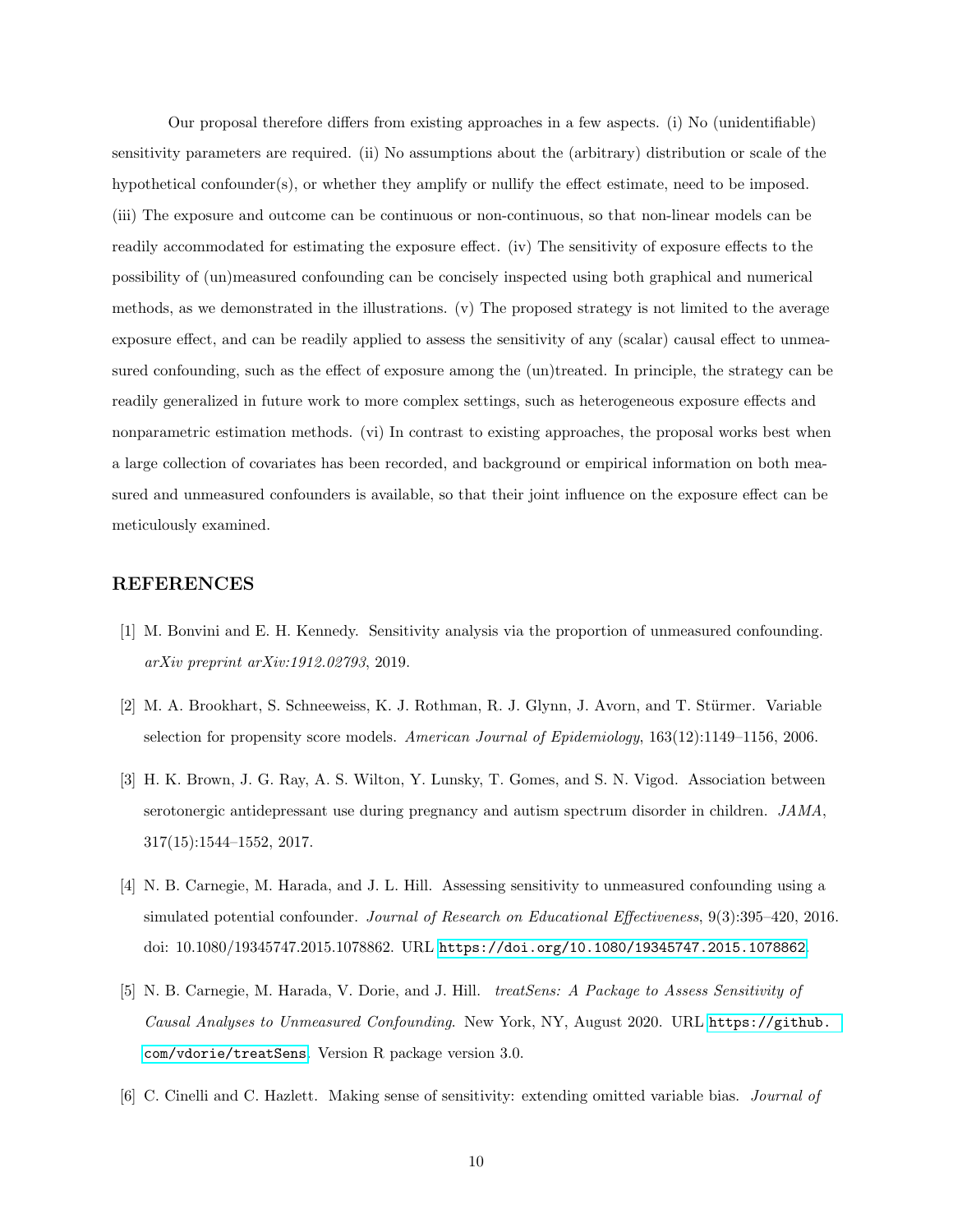Our proposal therefore differs from existing approaches in a few aspects. (i) No (unidentifiable) sensitivity parameters are required. (ii) No assumptions about the (arbitrary) distribution or scale of the hypothetical confounder(s), or whether they amplify or nullify the effect estimate, need to be imposed. (iii) The exposure and outcome can be continuous or non-continuous, so that non-linear models can be readily accommodated for estimating the exposure effect. (iv) The sensitivity of exposure effects to the possibility of (un)measured confounding can be concisely inspected using both graphical and numerical methods, as we demonstrated in the illustrations. (v) The proposed strategy is not limited to the average exposure effect, and can be readily applied to assess the sensitivity of any (scalar) causal effect to unmeasured confounding, such as the effect of exposure among the (un)treated. In principle, the strategy can be readily generalized in future work to more complex settings, such as heterogeneous exposure effects and nonparametric estimation methods. (vi) In contrast to existing approaches, the proposal works best when a large collection of covariates has been recorded, and background or empirical information on both measured and unmeasured confounders is available, so that their joint influence on the exposure effect can be meticulously examined.

## REFERENCES

[1] M. Bonvini and E. H. Kennedy. Sensitivity analysis via the proportion of unmeasured confounding. *arXiv preprint arXiv:1912.02793*, 2019.

[2] M. A. Brookhart, S. Schneeweiss, K. J. Rothman, R. J. Glynn, J. Avorn, and T. Stürmer. Variable selection for propensity score models. *American Journal of Epidemiology*, 163(12):1149–1156, 2006.

[3] H. K. Brown, J. G. Ray, A. S. Wilton, Y. Lunsky, T. Gomes, and S. N. Vigod. Association between serotonergic antidepressant use during pregnancy and autism spectrum disorder in children. *JAMA*, 317(15):1544–1552, 2017.

[4] N. B. Carnegie, M. Harada, and J. L. Hill. Assessing sensitivity to unmeasured confounding using a simulated potential confounder. *Journal of Research on Educational Effectiveness*, 9(3):395–420, 2016. doi: 10.1080/19345747.2015.1078862. URL https://doi.org/10.1080/19345747.2015.1078862.

[5] N. B. Carnegie, M. Harada, V. Dorie, and J. Hill. *treatSens: A Package to Assess Sensitivity of Causal Analyses to Unmeasured Confounding*. New York, NY, August 2020. URL https://github.com/vdorie/treatSens. Version R package version 3.0.

[6] C. Cinelli and C. Hazlett. Making sense of sensitivity: extending omitted variable bias. *Journal of*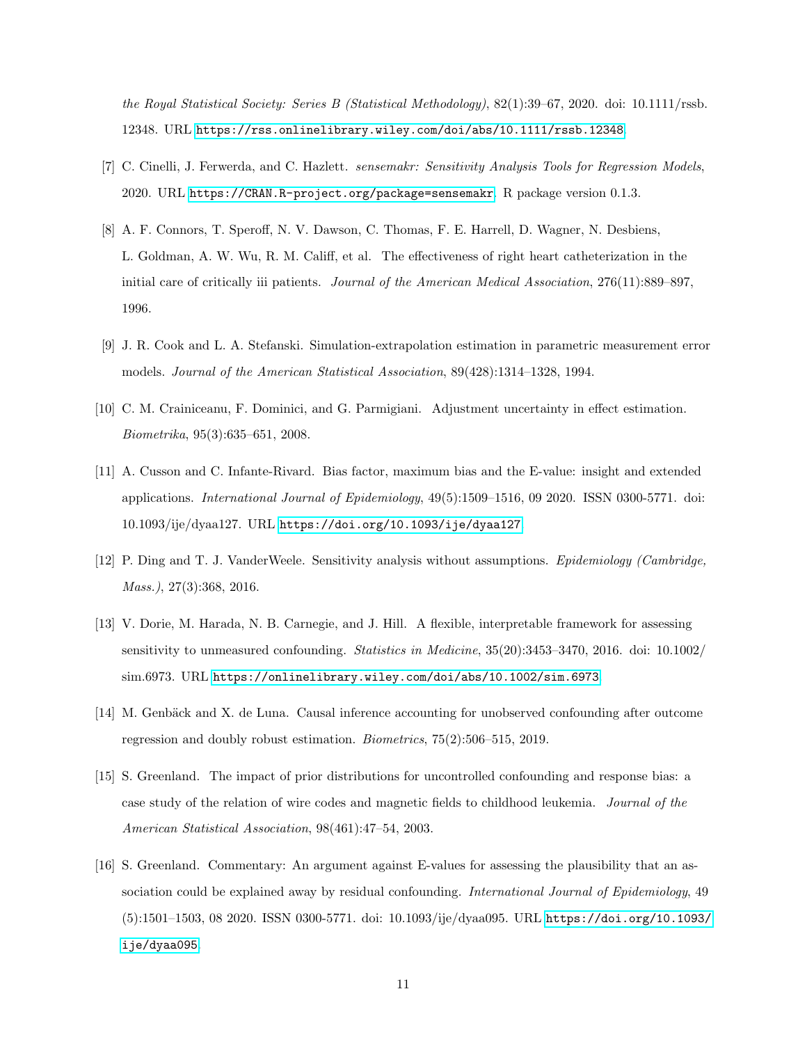*the Royal Statistical Society: Series B (Statistical Methodology)*, 82(1):39–67, 2020. doi: 10.1111/rssb.12348. URL https://rss.onlinelibrary.wiley.com/doi/abs/10.1111/rssb.12348.

[7] C. Cinelli, J. Ferwerda, and C. Hazlett. *sensemakr: Sensitivity Analysis Tools for Regression Models*, 2020. URL https://CRAN.R-project.org/package=sensemakr. R package version 0.1.3.

[8] A. F. Connors, T. Speroff, N. V. Dawson, C. Thomas, F. E. Harrell, D. Wagner, N. Desbiens, L. Goldman, A. W. Wu, R. M. Califf, et al. The effectiveness of right heart catheterization in the initial care of critically iii patients. *Journal of the American Medical Association*, 276(11):889–897, 1996.

[9] J. R. Cook and L. A. Stefanski. Simulation-extrapolation estimation in parametric measurement error models. *Journal of the American Statistical Association*, 89(428):1314–1328, 1994.

[10] C. M. Crainiceanu, F. Dominici, and G. Parmigiani. Adjustment uncertainty in effect estimation. *Biometrika*, 95(3):635–651, 2008.

[11] A. Cusson and C. Infante-Rivard. Bias factor, maximum bias and the E-value: insight and extended applications. *International Journal of Epidemiology*, 49(5):1509–1516, 09 2020. ISSN 0300-5771. doi: 10.1093/ije/dyaa127. URL https://doi.org/10.1093/ije/dyaa127.

[12] P. Ding and T. J. VanderWeele. Sensitivity analysis without assumptions. *Epidemiology (Cambridge, Mass.)*, 27(3):368, 2016.

[13] V. Dorie, M. Harada, N. B. Carnegie, and J. Hill. A flexible, interpretable framework for assessing sensitivity to unmeasured confounding. *Statistics in Medicine*, 35(20):3453–3470, 2016. doi: 10.1002/sim.6973. URL https://onlinelibrary.wiley.com/doi/abs/10.1002/sim.6973.

[14] M. Genbäck and X. de Luna. Causal inference accounting for unobserved confounding after outcome regression and doubly robust estimation. *Biometrics*, 75(2):506–515, 2019.

[15] S. Greenland. The impact of prior distributions for uncontrolled confounding and response bias: a case study of the relation of wire codes and magnetic fields to childhood leukemia. *Journal of the American Statistical Association*, 98(461):47–54, 2003.

[16] S. Greenland. Commentary: An argument against E-values for assessing the plausibility that an association could be explained away by residual confounding. *International Journal of Epidemiology*, 49(5):1501–1503, 08 2020. ISSN 0300-5771. doi: 10.1093/ije/dyaa095. URL https://doi.org/10.1093/ije/dyaa095.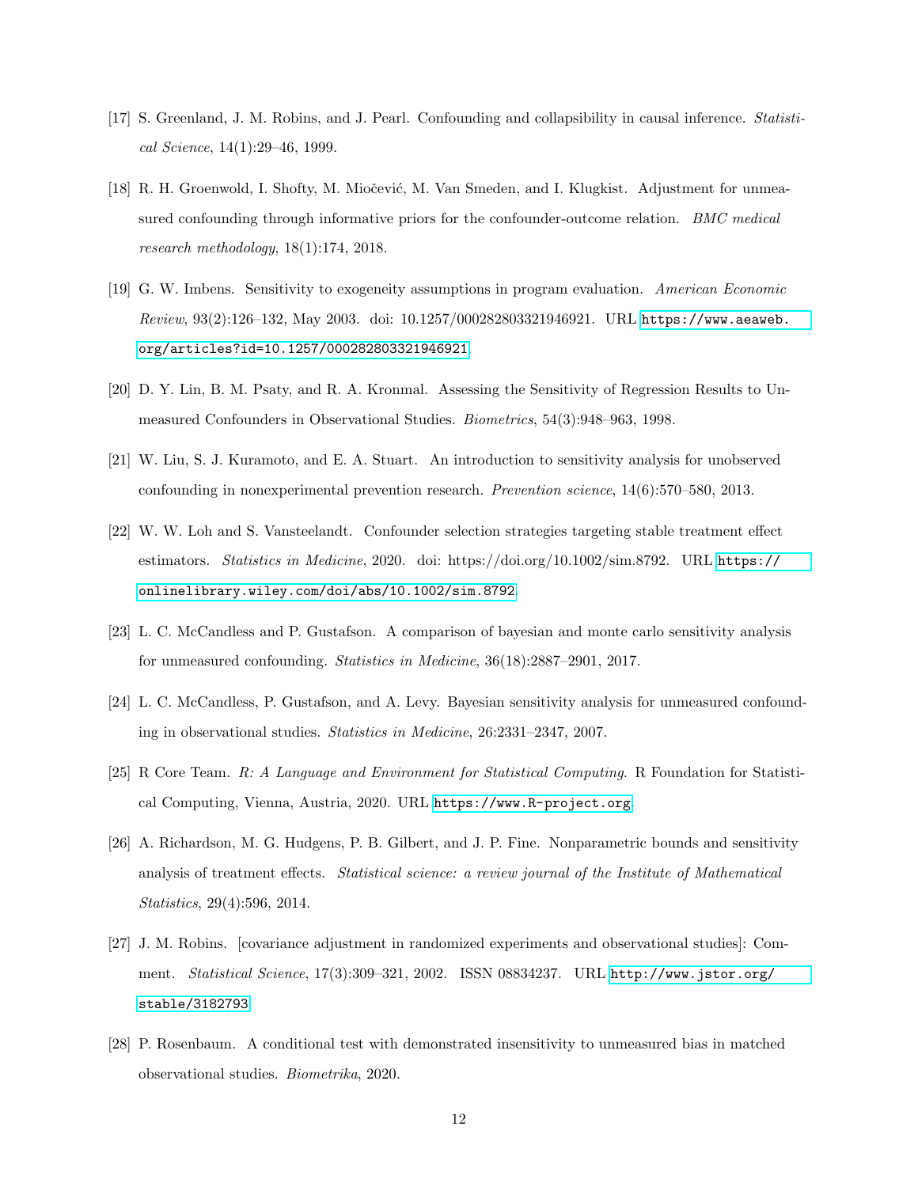[17] S. Greenland, J. M. Robins, and J. Pearl. Confounding and collapsibility in causal inference. *Statistical Science*, 14(1):29–46, 1999.

[18] R. H. Groenwold, I. Shofty, M. Miočević, M. Van Smeden, and I. Klugkist. Adjustment for unmeasured confounding through informative priors for the confounder-outcome relation. *BMC medical research methodology*, 18(1):174, 2018.

[19] G. W. Imbens. Sensitivity to exogeneity assumptions in program evaluation. *American Economic Review*, 93(2):126–132, May 2003. doi: 10.1257/000282803321946921. URL `https://www.aeaweb.org/articles?id=10.1257/000282803321946921`.

[20] D. Y. Lin, B. M. Psaty, and R. A. Kronmal. Assessing the Sensitivity of Regression Results to Unmeasured Confounders in Observational Studies. *Biometrics*, 54(3):948–963, 1998.

[21] W. Liu, S. J. Kuramoto, and E. A. Stuart. An introduction to sensitivity analysis for unobserved confounding in nonexperimental prevention research. *Prevention science*, 14(6):570–580, 2013.

[22] W. W. Loh and S. Vansteelandt. Confounder selection strategies targeting stable treatment effect estimators. *Statistics in Medicine*, 2020. doi: https://doi.org/10.1002/sim.8792. URL `https://onlinelibrary.wiley.com/doi/abs/10.1002/sim.8792`.

[23] L. C. McCandless and P. Gustafson. A comparison of bayesian and monte carlo sensitivity analysis for unmeasured confounding. *Statistics in Medicine*, 36(18):2887–2901, 2017.

[24] L. C. McCandless, P. Gustafson, and A. Levy. Bayesian sensitivity analysis for unmeasured confounding in observational studies. *Statistics in Medicine*, 26:2331–2347, 2007.

[25] R Core Team. *R: A Language and Environment for Statistical Computing*. R Foundation for Statistical Computing, Vienna, Austria, 2020. URL `https://www.R-project.org`.

[26] A. Richardson, M. G. Hudgens, P. B. Gilbert, and J. P. Fine. Nonparametric bounds and sensitivity analysis of treatment effects. *Statistical science: a review journal of the Institute of Mathematical Statistics*, 29(4):596, 2014.

[27] J. M. Robins. [covariance adjustment in randomized experiments and observational studies]: Comment. *Statistical Science*, 17(3):309–321, 2002. ISSN 08834237. URL `http://www.jstor.org/stable/3182793`.

[28] P. Rosenbaum. A conditional test with demonstrated insensitivity to unmeasured bias in matched observational studies. *Biometrika*, 2020.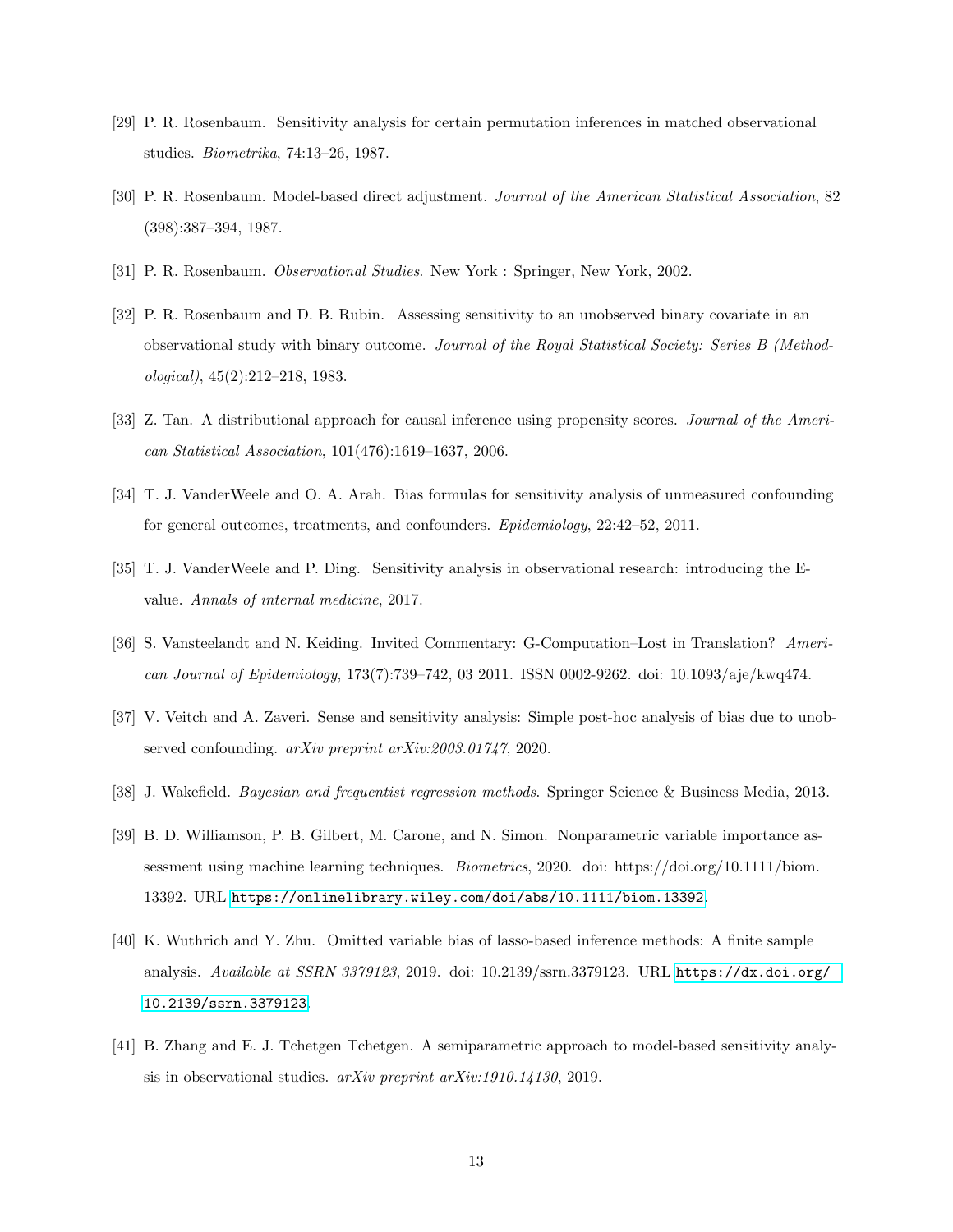[29] P. R. Rosenbaum. Sensitivity analysis for certain permutation inferences in matched observational studies. *Biometrika*, 74:13–26, 1987.

[30] P. R. Rosenbaum. Model-based direct adjustment. *Journal of the American Statistical Association*, 82 (398):387–394, 1987.

[31] P. R. Rosenbaum. *Observational Studies*. New York : Springer, New York, 2002.

[32] P. R. Rosenbaum and D. B. Rubin. Assessing sensitivity to an unobserved binary covariate in an observational study with binary outcome. *Journal of the Royal Statistical Society: Series B (Methodological)*, 45(2):212–218, 1983.

[33] Z. Tan. A distributional approach for causal inference using propensity scores. *Journal of the American Statistical Association*, 101(476):1619–1637, 2006.

[34] T. J. VanderWeele and O. A. Arah. Bias formulas for sensitivity analysis of unmeasured confounding for general outcomes, treatments, and confounders. *Epidemiology*, 22:42–52, 2011.

[35] T. J. VanderWeele and P. Ding. Sensitivity analysis in observational research: introducing the E-value. *Annals of internal medicine*, 2017.

[36] S. Vansteelandt and N. Keiding. Invited Commentary: G-Computation–Lost in Translation? *American Journal of Epidemiology*, 173(7):739–742, 03 2011. ISSN 0002-9262. doi: 10.1093/aje/kwq474.

[37] V. Veitch and A. Zaveri. Sense and sensitivity analysis: Simple post-hoc analysis of bias due to unobserved confounding. *arXiv preprint arXiv:2003.01747*, 2020.

[38] J. Wakefield. *Bayesian and frequentist regression methods*. Springer Science & Business Media, 2013.

[39] B. D. Williamson, P. B. Gilbert, M. Carone, and N. Simon. Nonparametric variable importance assessment using machine learning techniques. *Biometrics*, 2020. doi: https://doi.org/10.1111/biom.13392. URL https://onlinelibrary.wiley.com/doi/abs/10.1111/biom.13392.

[40] K. Wuthrich and Y. Zhu. Omitted variable bias of lasso-based inference methods: A finite sample analysis. *Available at SSRN 3379123*, 2019. doi: 10.2139/ssrn.3379123. URL https://dx.doi.org/10.2139/ssrn.3379123.

[41] B. Zhang and E. J. Tchetgen Tchetgen. A semiparametric approach to model-based sensitivity analysis in observational studies. *arXiv preprint arXiv:1910.14130*, 2019.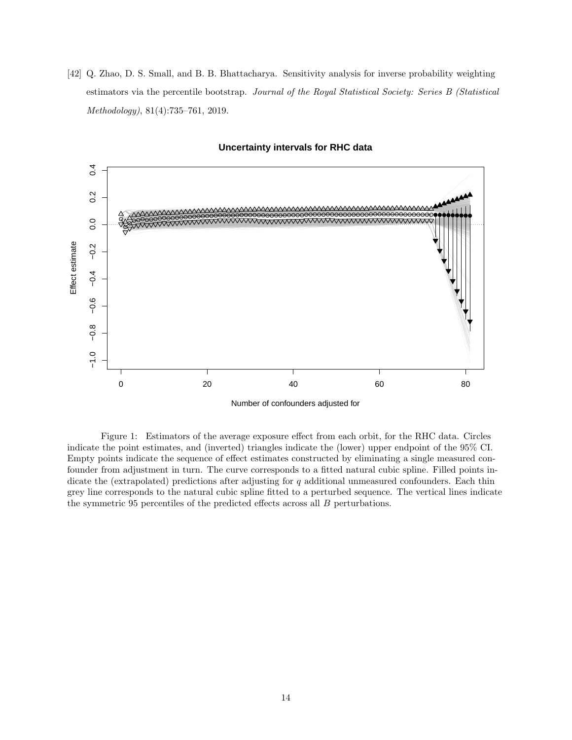[42] Q. Zhao, D. S. Small, and B. B. Bhattacharya. Sensitivity analysis for inverse probability weighting estimators via the percentile bootstrap. *Journal of the Royal Statistical Society: Series B (Statistical Methodology)*, 81(4):735–761, 2019.

Figure 1: Estimators of the average exposure effect from each orbit, for the RHC data. Circles indicate the point estimates, and (inverted) triangles indicate the (lower) upper endpoint of the 95% CI. Empty points indicate the sequence of effect estimates constructed by eliminating a single measured confounder from adjustment in turn. The curve corresponds to a fitted natural cubic spline. Filled points indicate the (extrapolated) predictions after adjusting for $q$ additional unmeasured confounders. Each thin grey line corresponds to the natural cubic spline fitted to a perturbed sequence. The vertical lines indicate the symmetric 95 percentiles of the predicted effects across all $B$ perturbations.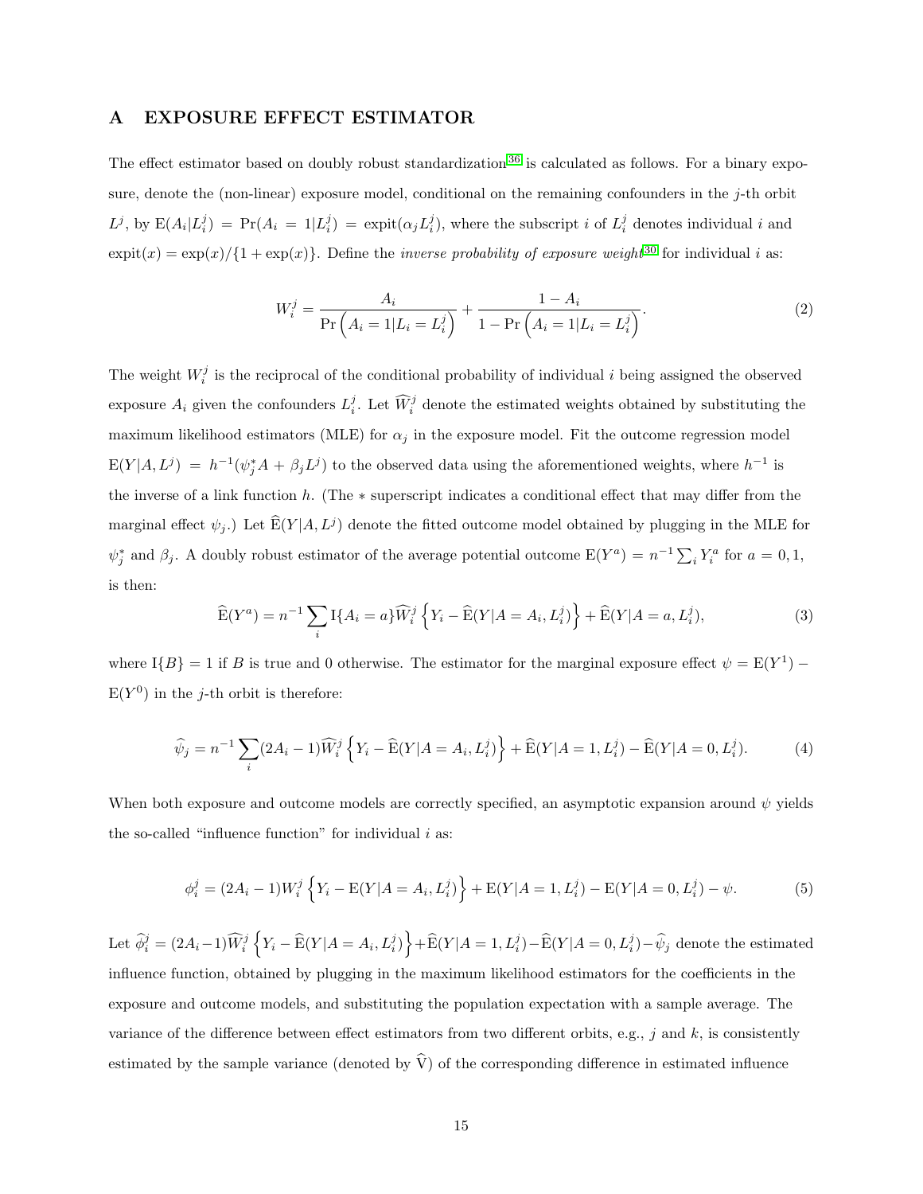# A EXPOSURE EFFECT ESTIMATOR

The effect estimator based on doubly robust standardization[36] is calculated as follows. For a binary exposure, denote the (non-linear) exposure model, conditional on the remaining confounders in the $j$-th orbit $L^j$, by $\mathrm{E}(A_i|L_i^j) = \Pr(A_i = 1|L_i^j) = \mathrm{expit}(\alpha_j L_i^j)$, where the subscript $i$ of $L_i^j$ denotes individual $i$ and $\mathrm{expit}(x) = \exp(x)/\{1 + \exp(x)\}$. Define the *inverse probability of exposure weight*[30] for individual $i$ as:

$$W_i^j = \frac{A_i}{\Pr\left(A_i = 1|L_i = L_i^j\right)} + \frac{1 - A_i}{1 - \Pr\left(A_i = 1|L_i = L_i^j\right)}. \tag{2}$$

The weight $W_i^j$ is the reciprocal of the conditional probability of individual $i$ being assigned the observed exposure $A_i$ given the confounders $L_i^j$. Let $\widehat{W}_i^j$ denote the estimated weights obtained by substituting the maximum likelihood estimators (MLE) for $\alpha_j$ in the exposure model. Fit the outcome regression model $\mathrm{E}(Y|A, L^j) = h^{-1}(\psi_j^* A + \beta_j L^j)$ to the observed data using the aforementioned weights, where $h^{-1}$ is the inverse of a link function $h$. (The $*$ superscript indicates a conditional effect that may differ from the marginal effect $\psi_j$.) Let $\widehat{\mathrm{E}}(Y|A, L^j)$ denote the fitted outcome model obtained by plugging in the MLE for $\psi_j^*$ and $\beta_j$. A doubly robust estimator of the average potential outcome $\mathrm{E}(Y^a) = n^{-1}\sum_i Y_i^a$ for $a = 0, 1$, is then:

$$\widehat{\mathrm{E}}(Y^a) = n^{-1}\sum_i \mathrm{I}\{A_i = a\}\widehat{W}_i^j\left\{Y_i - \widehat{\mathrm{E}}(Y|A = A_i, L_i^j)\right\} + \widehat{\mathrm{E}}(Y|A = a, L_i^j), \tag{3}$$

where $\mathrm{I}\{B\} = 1$ if $B$ is true and 0 otherwise. The estimator for the marginal exposure effect $\psi = \mathrm{E}(Y^1) - \mathrm{E}(Y^0)$ in the $j$-th orbit is therefore:

$$\widehat{\psi}_j = n^{-1}\sum_i (2A_i - 1)\widehat{W}_i^j\left\{Y_i - \widehat{\mathrm{E}}(Y|A = A_i, L_i^j)\right\} + \widehat{\mathrm{E}}(Y|A = 1, L_i^j) - \widehat{\mathrm{E}}(Y|A = 0, L_i^j). \tag{4}$$

When both exposure and outcome models are correctly specified, an asymptotic expansion around $\psi$ yields the so-called "influence function" for individual $i$ as:

$$\phi_i^j = (2A_i - 1)W_i^j\left\{Y_i - \mathrm{E}(Y|A = A_i, L_i^j)\right\} + \mathrm{E}(Y|A = 1, L_i^j) - \mathrm{E}(Y|A = 0, L_i^j) - \psi. \tag{5}$$

Let $\widehat{\phi}_i^j = (2A_i-1)\widehat{W}_i^j\left\{Y_i - \widehat{\mathrm{E}}(Y|A = A_i, L_i^j)\right\} + \widehat{\mathrm{E}}(Y|A = 1, L_i^j) - \widehat{\mathrm{E}}(Y|A = 0, L_i^j) - \widehat{\psi}_j$ denote the estimated influence function, obtained by plugging in the maximum likelihood estimators for the coefficients in the exposure and outcome models, and substituting the population expectation with a sample average. The variance of the difference between effect estimators from two different orbits, e.g., $j$ and $k$, is consistently estimated by the sample variance (denoted by $\widehat{\mathrm{V}}$) of the corresponding difference in estimated influence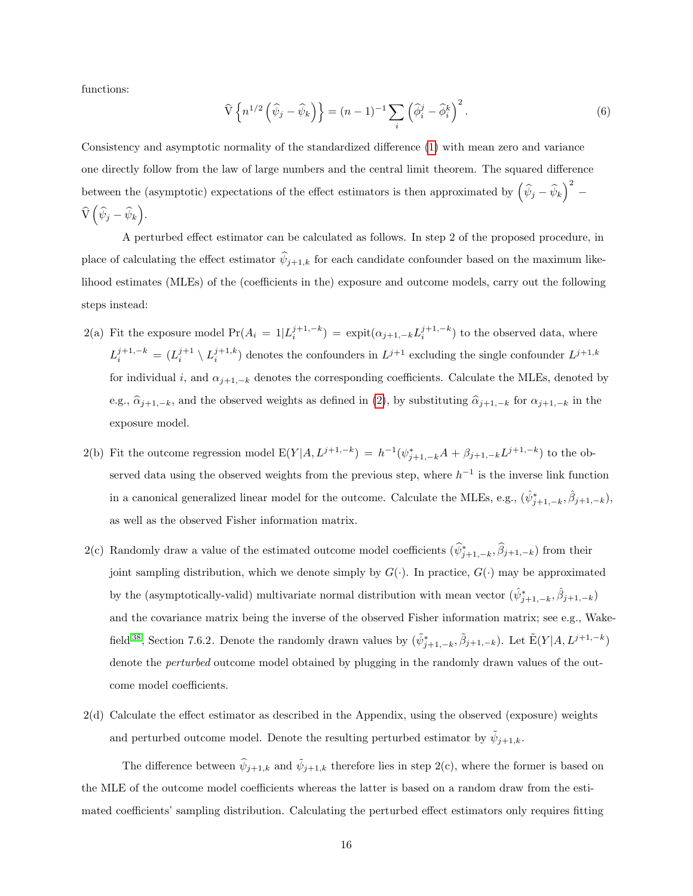functions:

$$\widehat{\mathrm{V}}\left\{n^{1/2}\left(\widehat{\psi}_j - \widehat{\psi}_k\right)\right\} = (n-1)^{-1}\sum_i \left(\widehat{\phi}_i^j - \widehat{\phi}_i^k\right)^2. \tag{6}$$

Consistency and asymptotic normality of the standardized difference (1) with mean zero and variance one directly follow from the law of large numbers and the central limit theorem. The squared difference between the (asymptotic) expectations of the effect estimators is then approximated by $\left(\widehat{\psi}_j - \widehat{\psi}_k\right)^2 - \widehat{\mathrm{V}}\left(\widehat{\psi}_j - \widehat{\psi}_k\right)$.

A perturbed effect estimator can be calculated as follows. In step 2 of the proposed procedure, in place of calculating the effect estimator $\widehat{\psi}_{j+1,k}$ for each candidate confounder based on the maximum likelihood estimates (MLEs) of the (coefficients in the) exposure and outcome models, carry out the following steps instead:

2(a) Fit the exposure model $\Pr(A_i = 1|L_i^{j+1,-k}) = \mathrm{expit}(\alpha_{j+1,-k}L_i^{j+1,-k})$ to the observed data, where $L_i^{j+1,-k} = (L_i^{j+1} \setminus L_i^{j+1,k})$ denotes the confounders in $L^{j+1}$ excluding the single confounder $L^{j+1,k}$ for individual $i$, and $\alpha_{j+1,-k}$ denotes the corresponding coefficients. Calculate the MLEs, denoted by e.g., $\widehat{\alpha}_{j+1,-k}$, and the observed weights as defined in (2), by substituting $\widehat{\alpha}_{j+1,-k}$ for $\alpha_{j+1,-k}$ in the exposure model.

2(b) Fit the outcome regression model $\mathrm{E}(Y|A, L^{j+1,-k}) = h^{-1}(\psi^*_{j+1,-k}A + \beta_{j+1,-k}L^{j+1,-k})$ to the observed data using the observed weights from the previous step, where $h^{-1}$ is the inverse link function in a canonical generalized linear model for the outcome. Calculate the MLEs, e.g., $(\hat{\psi}^*_{j+1,-k}, \hat{\beta}_{j+1,-k})$, as well as the observed Fisher information matrix.

2(c) Randomly draw a value of the estimated outcome model coefficients $(\widehat{\psi}^*_{j+1,-k}, \widehat{\beta}_{j+1,-k})$ from their joint sampling distribution, which we denote simply by $G(\cdot)$. In practice, $G(\cdot)$ may be approximated by the (asymptotically-valid) multivariate normal distribution with mean vector $(\hat{\psi}^*_{j+1,-k}, \hat{\beta}_{j+1,-k})$ and the covariance matrix being the inverse of the observed Fisher information matrix; see e.g., Wakefield[38], Section 7.6.2. Denote the randomly drawn values by $(\tilde{\psi}^*_{j+1,-k}, \tilde{\beta}_{j+1,-k})$. Let $\tilde{\mathrm{E}}(Y|A, L^{j+1,-k})$ denote the *perturbed* outcome model obtained by plugging in the randomly drawn values of the outcome model coefficients.

2(d) Calculate the effect estimator as described in the Appendix, using the observed (exposure) weights and perturbed outcome model. Denote the resulting perturbed estimator by $\tilde{\psi}_{j+1,k}$.

The difference between $\widehat{\psi}_{j+1,k}$ and $\tilde{\psi}_{j+1,k}$ therefore lies in step 2(c), where the former is based on the MLE of the outcome model coefficients whereas the latter is based on a random draw from the estimated coefficients' sampling distribution. Calculating the perturbed effect estimators only requires fitting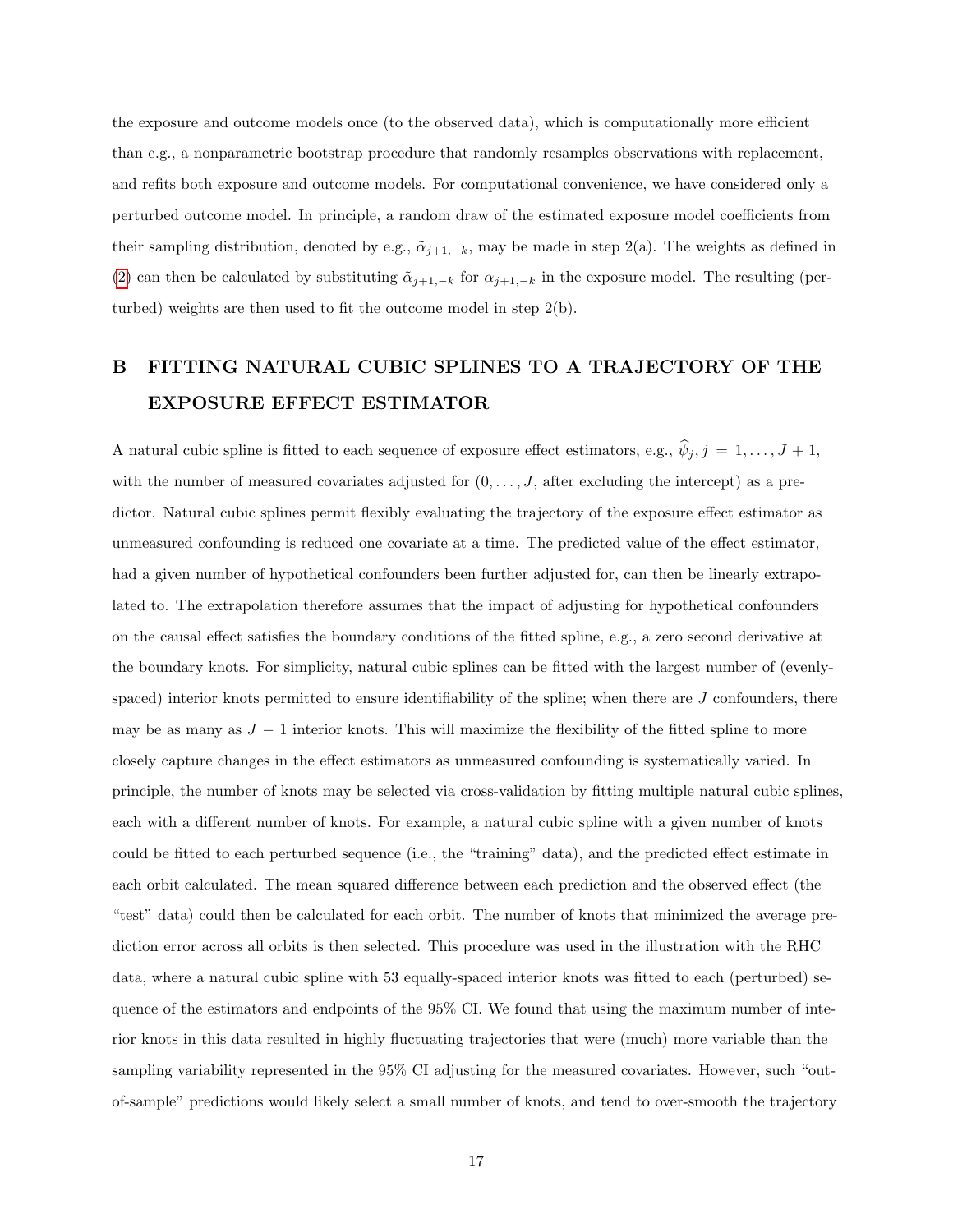the exposure and outcome models once (to the observed data), which is computationally more efficient than e.g., a nonparametric bootstrap procedure that randomly resamples observations with replacement, and refits both exposure and outcome models. For computational convenience, we have considered only a perturbed outcome model. In principle, a random draw of the estimated exposure model coefficients from their sampling distribution, denoted by e.g., $\tilde{\alpha}_{j+1,-k}$, may be made in step 2(a). The weights as defined in (2) can then be calculated by substituting $\tilde{\alpha}_{j+1,-k}$ for $\alpha_{j+1,-k}$ in the exposure model. The resulting (perturbed) weights are then used to fit the outcome model in step 2(b).

# B FITTING NATURAL CUBIC SPLINES TO A TRAJECTORY OF THE EXPOSURE EFFECT ESTIMATOR

A natural cubic spline is fitted to each sequence of exposure effect estimators, e.g., $\widehat{\psi}_j, j = 1, \ldots, J+1$, with the number of measured covariates adjusted for $(0, \ldots, J$, after excluding the intercept) as a predictor. Natural cubic splines permit flexibly evaluating the trajectory of the exposure effect estimator as unmeasured confounding is reduced one covariate at a time. The predicted value of the effect estimator, had a given number of hypothetical confounders been further adjusted for, can then be linearly extrapolated to. The extrapolation therefore assumes that the impact of adjusting for hypothetical confounders on the causal effect satisfies the boundary conditions of the fitted spline, e.g., a zero second derivative at the boundary knots. For simplicity, natural cubic splines can be fitted with the largest number of (evenly-spaced) interior knots permitted to ensure identifiability of the spline; when there are $J$ confounders, there may be as many as $J - 1$ interior knots. This will maximize the flexibility of the fitted spline to more closely capture changes in the effect estimators as unmeasured confounding is systematically varied. In principle, the number of knots may be selected via cross-validation by fitting multiple natural cubic splines, each with a different number of knots. For example, a natural cubic spline with a given number of knots could be fitted to each perturbed sequence (i.e., the "training" data), and the predicted effect estimate in each orbit calculated. The mean squared difference between each prediction and the observed effect (the "test" data) could then be calculated for each orbit. The number of knots that minimized the average prediction error across all orbits is then selected. This procedure was used in the illustration with the RHC data, where a natural cubic spline with 53 equally-spaced interior knots was fitted to each (perturbed) sequence of the estimators and endpoints of the 95% CI. We found that using the maximum number of interior knots in this data resulted in highly fluctuating trajectories that were (much) more variable than the sampling variability represented in the 95% CI adjusting for the measured covariates. However, such "out-of-sample" predictions would likely select a small number of knots, and tend to over-smooth the trajectory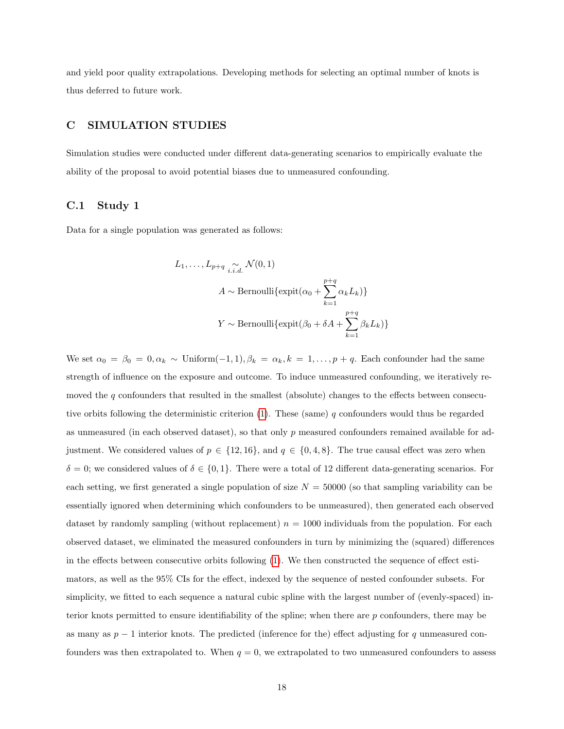and yield poor quality extrapolations. Developing methods for selecting an optimal number of knots is thus deferred to future work.

# C SIMULATION STUDIES

Simulation studies were conducted under different data-generating scenarios to empirically evaluate the ability of the proposal to avoid potential biases due to unmeasured confounding.

## C.1 Study 1

Data for a single population was generated as follows:

$$
\begin{aligned}
L_1, \ldots, L_{p+q} &\underset{i.i.d.}{\sim} \mathcal{N}(0,1) \\
A &\sim \text{Bernoulli}\{\text{expit}(\alpha_0 + \sum_{k=1}^{p+q} \alpha_k L_k)\} \\
Y &\sim \text{Bernoulli}\{\text{expit}(\beta_0 + \delta A + \sum_{k=1}^{p+q} \beta_k L_k)\}
\end{aligned}
$$

We set $\alpha_0 = \beta_0 = 0, \alpha_k \sim \text{Uniform}(-1,1), \beta_k = \alpha_k, k = 1, \ldots, p+q$. Each confounder had the same strength of influence on the exposure and outcome. To induce unmeasured confounding, we iteratively removed the $q$ confounders that resulted in the smallest (absolute) changes to the effects between consecutive orbits following the deterministic criterion (1). These (same) $q$ confounders would thus be regarded as unmeasured (in each observed dataset), so that only $p$ measured confounders remained available for adjustment. We considered values of $p \in \{12, 16\}$, and $q \in \{0, 4, 8\}$. The true causal effect was zero when $\delta = 0$; we considered values of $\delta \in \{0, 1\}$. There were a total of 12 different data-generating scenarios. For each setting, we first generated a single population of size $N = 50000$ (so that sampling variability can be essentially ignored when determining which confounders to be unmeasured), then generated each observed dataset by randomly sampling (without replacement) $n = 1000$ individuals from the population. For each observed dataset, we eliminated the measured confounders in turn by minimizing the (squared) differences in the effects between consecutive orbits following (1). We then constructed the sequence of effect estimators, as well as the 95% CIs for the effect, indexed by the sequence of nested confounder subsets. For simplicity, we fitted to each sequence a natural cubic spline with the largest number of (evenly-spaced) interior knots permitted to ensure identifiability of the spline; when there are $p$ confounders, there may be as many as $p-1$ interior knots. The predicted (inference for the) effect adjusting for $q$ unmeasured confounders was then extrapolated to. When $q = 0$, we extrapolated to two unmeasured confounders to assess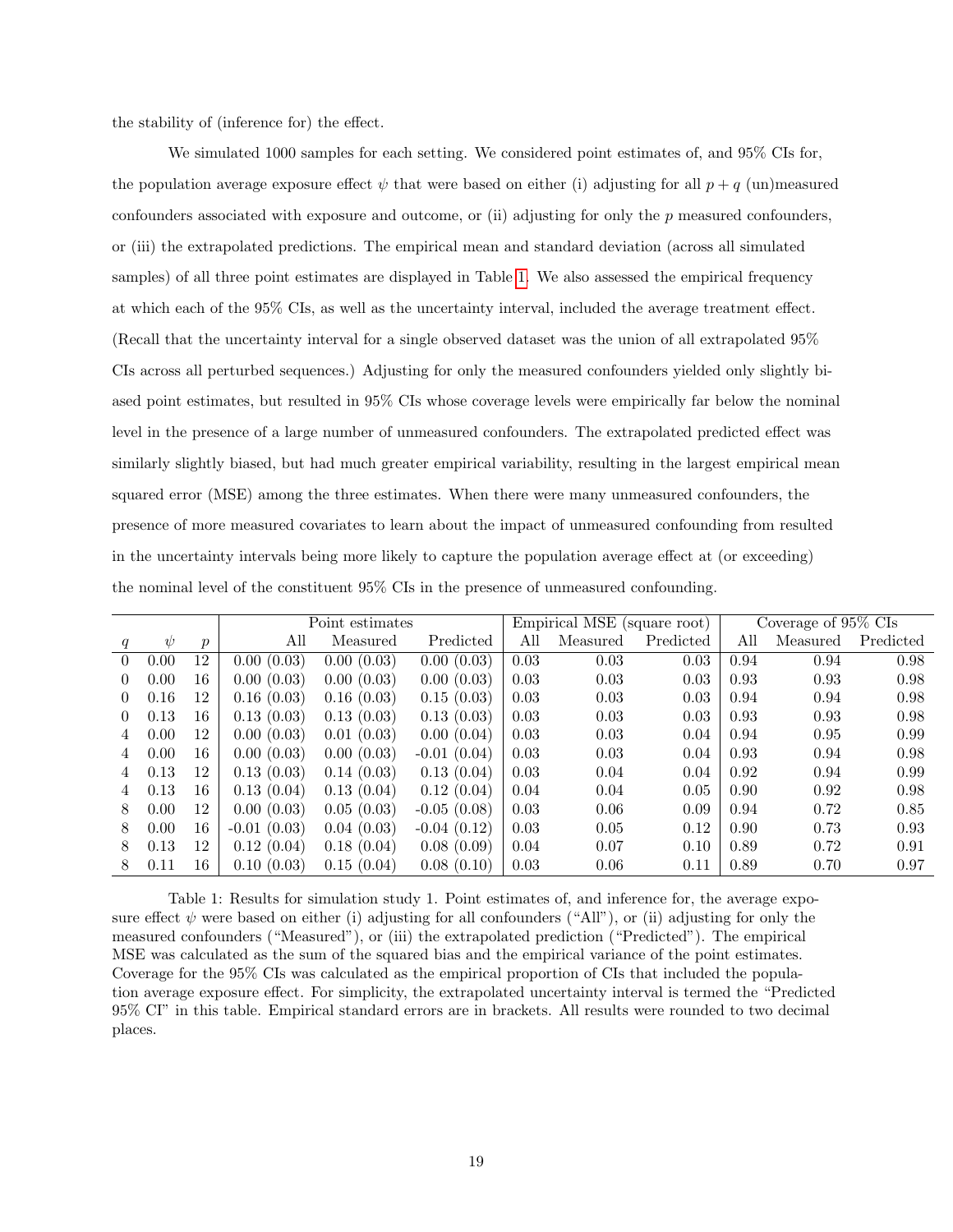the stability of (inference for) the effect.

We simulated 1000 samples for each setting. We considered point estimates of, and 95% CIs for, the population average exposure effect $\psi$ that were based on either (i) adjusting for all $p + q$ (un)measured confounders associated with exposure and outcome, or (ii) adjusting for only the $p$ measured confounders, or (iii) the extrapolated predictions. The empirical mean and standard deviation (across all simulated samples) of all three point estimates are displayed in Table 1. We also assessed the empirical frequency at which each of the 95% CIs, as well as the uncertainty interval, included the average treatment effect. (Recall that the uncertainty interval for a single observed dataset was the union of all extrapolated 95% CIs across all perturbed sequences.) Adjusting for only the measured confounders yielded only slightly biased point estimates, but resulted in 95% CIs whose coverage levels were empirically far below the nominal level in the presence of a large number of unmeasured confounders. The extrapolated predicted effect was similarly slightly biased, but had much greater empirical variability, resulting in the largest empirical mean squared error (MSE) among the three estimates. When there were many unmeasured confounders, the presence of more measured covariates to learn about the impact of unmeasured confounding from resulted in the uncertainty intervals being more likely to capture the population average effect at (or exceeding) the nominal level of the constituent 95% CIs in the presence of unmeasured confounding.

| | | | Point estimates | | | Empirical MSE (square root) | | | Coverage of 95% CIs | | |
|---|---|---|---|---|---|---|---|---|---|---|---|
| $q$ | $\psi$ | $p$ | All | Measured | Predicted | All | Measured | Predicted | All | Measured | Predicted |
| 0 | 0.00 | 12 | 0.00 (0.03) | 0.00 (0.03) | 0.00 (0.03) | 0.03 | 0.03 | 0.03 | 0.94 | 0.94 | 0.98 |
| 0 | 0.00 | 16 | 0.00 (0.03) | 0.00 (0.03) | 0.00 (0.03) | 0.03 | 0.03 | 0.03 | 0.93 | 0.93 | 0.98 |
| 0 | 0.16 | 12 | 0.16 (0.03) | 0.16 (0.03) | 0.15 (0.03) | 0.03 | 0.03 | 0.03 | 0.94 | 0.94 | 0.98 |
| 0 | 0.13 | 16 | 0.13 (0.03) | 0.13 (0.03) | 0.13 (0.03) | 0.03 | 0.03 | 0.03 | 0.93 | 0.93 | 0.98 |
| 4 | 0.00 | 12 | 0.00 (0.03) | 0.01 (0.03) | 0.00 (0.04) | 0.03 | 0.03 | 0.04 | 0.94 | 0.95 | 0.99 |
| 4 | 0.00 | 16 | 0.00 (0.03) | 0.00 (0.03) | -0.01 (0.04) | 0.03 | 0.03 | 0.04 | 0.93 | 0.94 | 0.98 |
| 4 | 0.13 | 12 | 0.13 (0.03) | 0.14 (0.03) | 0.13 (0.04) | 0.03 | 0.04 | 0.04 | 0.92 | 0.94 | 0.99 |
| 4 | 0.13 | 16 | 0.13 (0.04) | 0.13 (0.04) | 0.12 (0.04) | 0.04 | 0.04 | 0.05 | 0.90 | 0.92 | 0.98 |
| 8 | 0.00 | 12 | 0.00 (0.03) | 0.05 (0.03) | -0.05 (0.08) | 0.03 | 0.06 | 0.09 | 0.94 | 0.72 | 0.85 |
| 8 | 0.00 | 16 | -0.01 (0.03) | 0.04 (0.03) | -0.04 (0.12) | 0.03 | 0.05 | 0.12 | 0.90 | 0.73 | 0.93 |
| 8 | 0.13 | 12 | 0.12 (0.04) | 0.18 (0.04) | 0.08 (0.09) | 0.04 | 0.07 | 0.10 | 0.89 | 0.72 | 0.91 |
| 8 | 0.11 | 16 | 0.10 (0.03) | 0.15 (0.04) | 0.08 (0.10) | 0.03 | 0.06 | 0.11 | 0.89 | 0.70 | 0.97 |

Table 1: Results for simulation study 1. Point estimates of, and inference for, the average exposure effect $\psi$ were based on either (i) adjusting for all confounders ("All"), or (ii) adjusting for only the measured confounders ("Measured"), or (iii) the extrapolated prediction ("Predicted"). The empirical MSE was calculated as the sum of the squared bias and the empirical variance of the point estimates. Coverage for the 95% CIs was calculated as the empirical proportion of CIs that included the population average exposure effect. For simplicity, the extrapolated uncertainty interval is termed the "Predicted 95% CI" in this table. Empirical standard errors are in brackets. All results were rounded to two decimal places.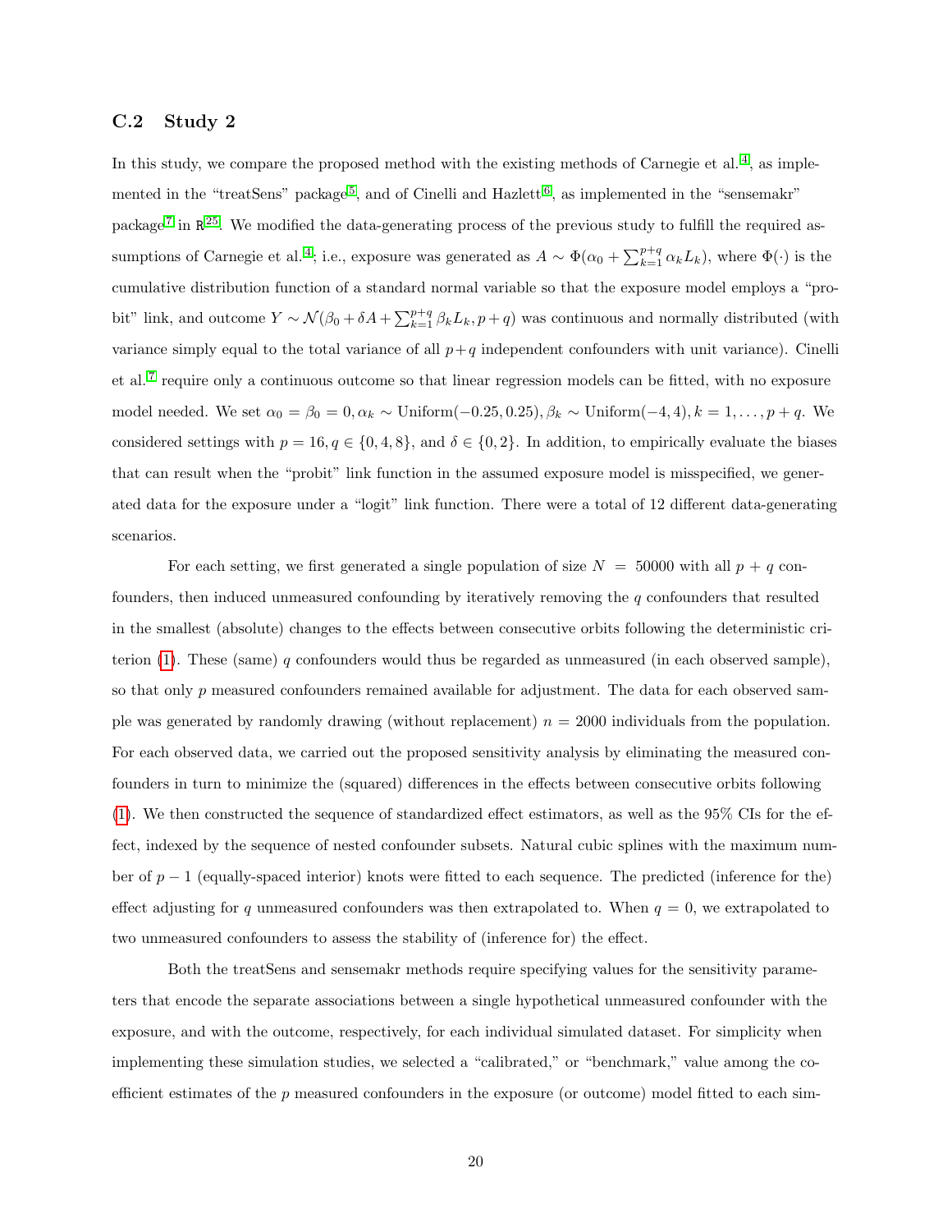### C.2 Study 2

In this study, we compare the proposed method with the existing methods of Carnegie et al.[4], as implemented in the "treatSens" package[5], and of Cinelli and Hazlett[6], as implemented in the "sensemakr" package[7] in R[25]. We modified the data-generating process of the previous study to fulfill the required assumptions of Carnegie et al.[4]; i.e., exposure was generated as $A \sim \Phi(\alpha_0 + \sum_{k=1}^{p+q} \alpha_k L_k)$, where $\Phi(\cdot)$ is the cumulative distribution function of a standard normal variable so that the exposure model employs a "probit" link, and outcome $Y \sim \mathcal{N}(\beta_0 + \delta A + \sum_{k=1}^{p+q} \beta_k L_k, p+q)$ was continuous and normally distributed (with variance simply equal to the total variance of all $p+q$ independent confounders with unit variance). Cinelli et al.[7] require only a continuous outcome so that linear regression models can be fitted, with no exposure model needed. We set $\alpha_0 = \beta_0 = 0, \alpha_k \sim \text{Uniform}(-0.25, 0.25), \beta_k \sim \text{Uniform}(-4, 4), k = 1, \ldots, p+q$. We considered settings with $p = 16, q \in \{0, 4, 8\}$, and $\delta \in \{0, 2\}$. In addition, to empirically evaluate the biases that can result when the "probit" link function in the assumed exposure model is misspecified, we generated data for the exposure under a "logit" link function. There were a total of 12 different data-generating scenarios.

For each setting, we first generated a single population of size $N = 50000$ with all $p+q$ confounders, then induced unmeasured confounding by iteratively removing the $q$ confounders that resulted in the smallest (absolute) changes to the effects between consecutive orbits following the deterministic criterion (1). These (same) $q$ confounders would thus be regarded as unmeasured (in each observed sample), so that only $p$ measured confounders remained available for adjustment. The data for each observed sample was generated by randomly drawing (without replacement) $n = 2000$ individuals from the population. For each observed data, we carried out the proposed sensitivity analysis by eliminating the measured confounders in turn to minimize the (squared) differences in the effects between consecutive orbits following (1). We then constructed the sequence of standardized effect estimators, as well as the 95% CIs for the effect, indexed by the sequence of nested confounder subsets. Natural cubic splines with the maximum number of $p-1$ (equally-spaced interior) knots were fitted to each sequence. The predicted (inference for the) effect adjusting for $q$ unmeasured confounders was then extrapolated to. When $q = 0$, we extrapolated to two unmeasured confounders to assess the stability of (inference for) the effect.

Both the treatSens and sensemakr methods require specifying values for the sensitivity parameters that encode the separate associations between a single hypothetical unmeasured confounder with the exposure, and with the outcome, respectively, for each individual simulated dataset. For simplicity when implementing these simulation studies, we selected a "calibrated," or "benchmark," value among the coefficient estimates of the $p$ measured confounders in the exposure (or outcome) model fitted to each sim-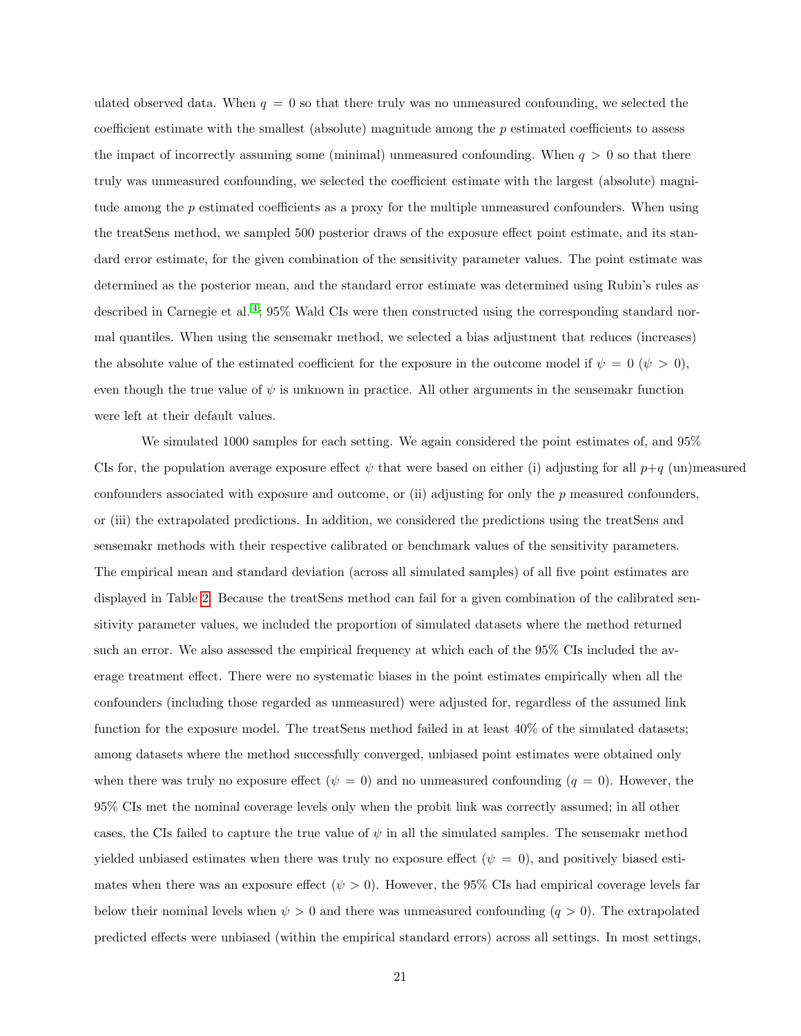ulated observed data. When $q = 0$ so that there truly was no unmeasured confounding, we selected the coefficient estimate with the smallest (absolute) magnitude among the $p$ estimated coefficients to assess the impact of incorrectly assuming some (minimal) unmeasured confounding. When $q > 0$ so that there truly was unmeasured confounding, we selected the coefficient estimate with the largest (absolute) magnitude among the $p$ estimated coefficients as a proxy for the multiple unmeasured confounders. When using the treatSens method, we sampled 500 posterior draws of the exposure effect point estimate, and its standard error estimate, for the given combination of the sensitivity parameter values. The point estimate was determined as the posterior mean, and the standard error estimate was determined using Rubin's rules as described in Carnegie et al.[4]; 95% Wald CIs were then constructed using the corresponding standard normal quantiles. When using the sensemakr method, we selected a bias adjustment that reduces (increases) the absolute value of the estimated coefficient for the exposure in the outcome model if $\psi = 0$ ($\psi > 0$), even though the true value of $\psi$ is unknown in practice. All other arguments in the sensemakr function were left at their default values.

We simulated 1000 samples for each setting. We again considered the point estimates of, and 95% CIs for, the population average exposure effect $\psi$ that were based on either (i) adjusting for all $p+q$ (un)measured confounders associated with exposure and outcome, or (ii) adjusting for only the $p$ measured confounders, or (iii) the extrapolated predictions. In addition, we considered the predictions using the treatSens and sensemakr methods with their respective calibrated or benchmark values of the sensitivity parameters. The empirical mean and standard deviation (across all simulated samples) of all five point estimates are displayed in Table 2. Because the treatSens method can fail for a given combination of the calibrated sensitivity parameter values, we included the proportion of simulated datasets where the method returned such an error. We also assessed the empirical frequency at which each of the 95% CIs included the average treatment effect. There were no systematic biases in the point estimates empirically when all the confounders (including those regarded as unmeasured) were adjusted for, regardless of the assumed link function for the exposure model. The treatSens method failed in at least 40% of the simulated datasets; among datasets where the method successfully converged, unbiased point estimates were obtained only when there was truly no exposure effect ($\psi = 0$) and no unmeasured confounding ($q = 0$). However, the 95% CIs met the nominal coverage levels only when the probit link was correctly assumed; in all other cases, the CIs failed to capture the true value of $\psi$ in all the simulated samples. The sensemakr method yielded unbiased estimates when there was truly no exposure effect ($\psi = 0$), and positively biased estimates when there was an exposure effect ($\psi > 0$). However, the 95% CIs had empirical coverage levels far below their nominal levels when $\psi > 0$ and there was unmeasured confounding ($q > 0$). The extrapolated predicted effects were unbiased (within the empirical standard errors) across all settings. In most settings,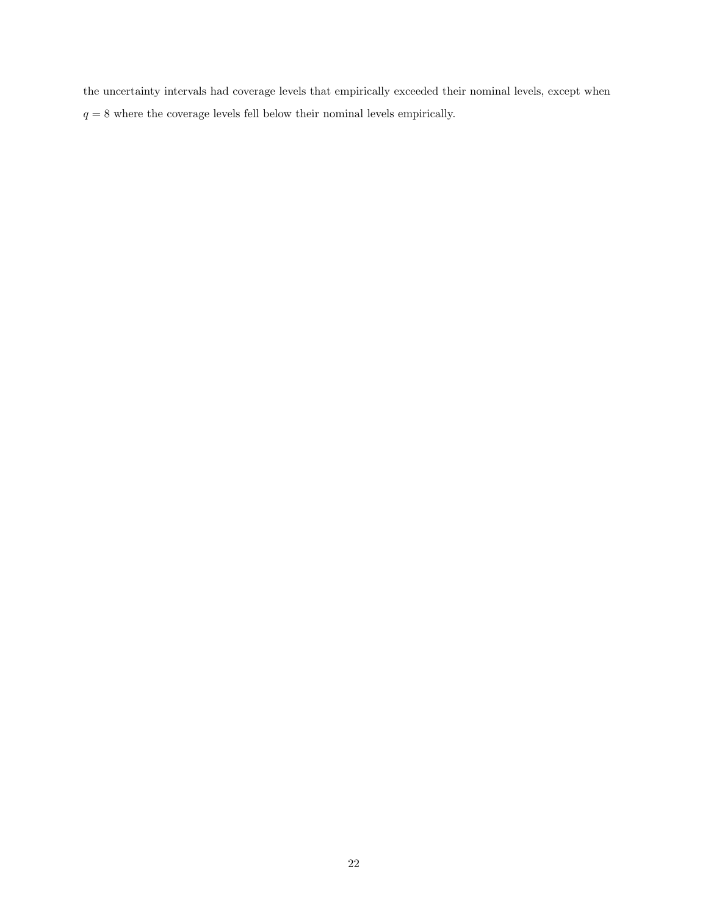the uncertainty intervals had coverage levels that empirically exceeded their nominal levels, except when $q = 8$ where the coverage levels fell below their nominal levels empirically.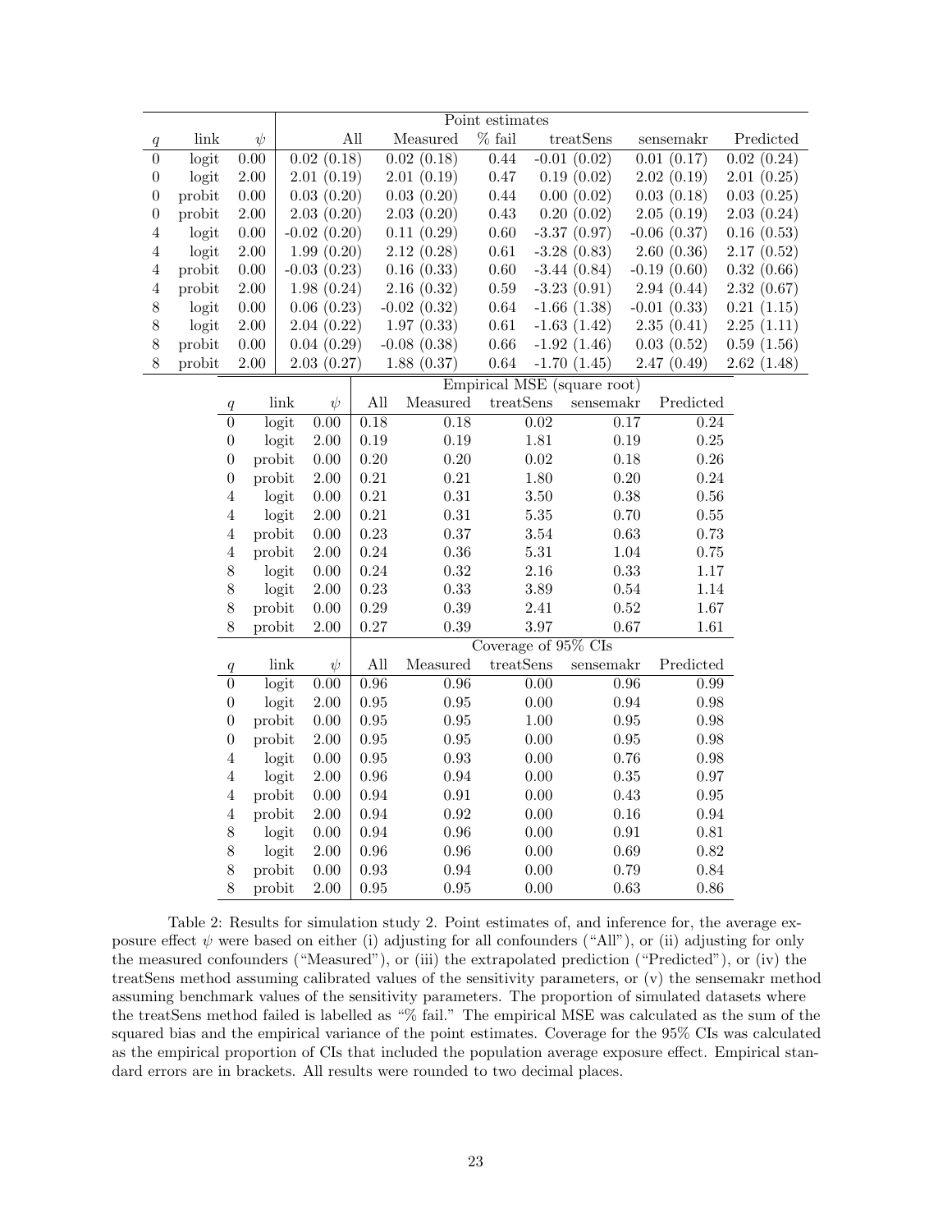| $q$ | link | $\psi$ | Point estimates | | | | | |
|---|---|---|---|---|---|---|---|---|
| | | | All | Measured | % fail | treatSens | sensemakr | Predicted |
| 0 | logit | 0.00 | 0.02 (0.18) | 0.02 (0.18) | 0.44 | -0.01 (0.02) | 0.01 (0.17) | 0.02 (0.24) |
| 0 | logit | 2.00 | 2.01 (0.19) | 2.01 (0.19) | 0.47 | 0.19 (0.02) | 2.02 (0.19) | 2.01 (0.25) |
| 0 | probit | 0.00 | 0.03 (0.20) | 0.03 (0.20) | 0.44 | 0.00 (0.02) | 0.03 (0.18) | 0.03 (0.25) |
| 0 | probit | 2.00 | 2.03 (0.20) | 2.03 (0.20) | 0.43 | 0.20 (0.02) | 2.05 (0.19) | 2.03 (0.24) |
| 4 | logit | 0.00 | -0.02 (0.20) | 0.11 (0.29) | 0.60 | -3.37 (0.97) | -0.06 (0.37) | 0.16 (0.53) |
| 4 | logit | 2.00 | 1.99 (0.20) | 2.12 (0.28) | 0.61 | -3.28 (0.83) | 2.60 (0.36) | 2.17 (0.52) |
| 4 | probit | 0.00 | -0.03 (0.23) | 0.16 (0.33) | 0.60 | -3.44 (0.84) | -0.19 (0.60) | 0.32 (0.66) |
| 4 | probit | 2.00 | 1.98 (0.24) | 2.16 (0.32) | 0.59 | -3.23 (0.91) | 2.94 (0.44) | 2.32 (0.67) |
| 8 | logit | 0.00 | 0.06 (0.23) | -0.02 (0.32) | 0.64 | -1.66 (1.38) | -0.01 (0.33) | 0.21 (1.15) |
| 8 | logit | 2.00 | 2.04 (0.22) | 1.97 (0.33) | 0.61 | -1.63 (1.42) | 2.35 (0.41) | 2.25 (1.11) |
| 8 | probit | 0.00 | 0.04 (0.29) | -0.08 (0.38) | 0.66 | -1.92 (1.46) | 0.03 (0.52) | 0.59 (1.56) |
| 8 | probit | 2.00 | 2.03 (0.27) | 1.88 (0.37) | 0.64 | -1.70 (1.45) | 2.47 (0.49) | 2.62 (1.48) |

| $q$ | link | $\psi$ | Empirical MSE (square root) | | | | |
|---|---|---|---|---|---|---|---|
| | | | All | Measured | treatSens | sensemakr | Predicted |
| 0 | logit | 0.00 | 0.18 | 0.18 | 0.02 | 0.17 | 0.24 |
| 0 | logit | 2.00 | 0.19 | 0.19 | 1.81 | 0.19 | 0.25 |
| 0 | probit | 0.00 | 0.20 | 0.20 | 0.02 | 0.18 | 0.26 |
| 0 | probit | 2.00 | 0.21 | 0.21 | 1.80 | 0.20 | 0.24 |
| 4 | logit | 0.00 | 0.21 | 0.31 | 3.50 | 0.38 | 0.56 |
| 4 | logit | 2.00 | 0.21 | 0.31 | 5.35 | 0.70 | 0.55 |
| 4 | probit | 0.00 | 0.23 | 0.37 | 3.54 | 0.63 | 0.73 |
| 4 | probit | 2.00 | 0.24 | 0.36 | 5.31 | 1.04 | 0.75 |
| 8 | logit | 0.00 | 0.24 | 0.32 | 2.16 | 0.33 | 1.17 |
| 8 | logit | 2.00 | 0.23 | 0.33 | 3.89 | 0.54 | 1.14 |
| 8 | probit | 0.00 | 0.29 | 0.39 | 2.41 | 0.52 | 1.67 |
| 8 | probit | 2.00 | 0.27 | 0.39 | 3.97 | 0.67 | 1.61 |

| $q$ | link | $\psi$ | Coverage of 95% CIs | | | | |
|---|---|---|---|---|---|---|---|
| | | | All | Measured | treatSens | sensemakr | Predicted |
| 0 | logit | 0.00 | 0.96 | 0.96 | 0.00 | 0.96 | 0.99 |
| 0 | logit | 2.00 | 0.95 | 0.95 | 0.00 | 0.94 | 0.98 |
| 0 | probit | 0.00 | 0.95 | 0.95 | 1.00 | 0.95 | 0.98 |
| 0 | probit | 2.00 | 0.95 | 0.95 | 0.00 | 0.95 | 0.98 |
| 4 | logit | 0.00 | 0.95 | 0.93 | 0.00 | 0.76 | 0.98 |
| 4 | logit | 2.00 | 0.96 | 0.94 | 0.00 | 0.35 | 0.97 |
| 4 | probit | 0.00 | 0.94 | 0.91 | 0.00 | 0.43 | 0.95 |
| 4 | probit | 2.00 | 0.94 | 0.92 | 0.00 | 0.16 | 0.94 |
| 8 | logit | 0.00 | 0.94 | 0.96 | 0.00 | 0.91 | 0.81 |
| 8 | logit | 2.00 | 0.96 | 0.96 | 0.00 | 0.69 | 0.82 |
| 8 | probit | 0.00 | 0.93 | 0.94 | 0.00 | 0.79 | 0.84 |
| 8 | probit | 2.00 | 0.95 | 0.95 | 0.00 | 0.63 | 0.86 |

Table 2: Results for simulation study 2. Point estimates of, and inference for, the average exposure effect $\psi$ were based on either (i) adjusting for all confounders ("All"), or (ii) adjusting for only the measured confounders ("Measured"), or (iii) the extrapolated prediction ("Predicted"), or (iv) the treatSens method assuming calibrated values of the sensitivity parameters, or (v) the sensemakr method assuming benchmark values of the sensitivity parameters. The proportion of simulated datasets where the treatSens method failed is labelled as "% fail." The empirical MSE was calculated as the sum of the squared bias and the empirical variance of the point estimates. Coverage for the 95% CIs was calculated as the empirical proportion of CIs that included the population average exposure effect. Empirical standard errors are in brackets. All results were rounded to two decimal places.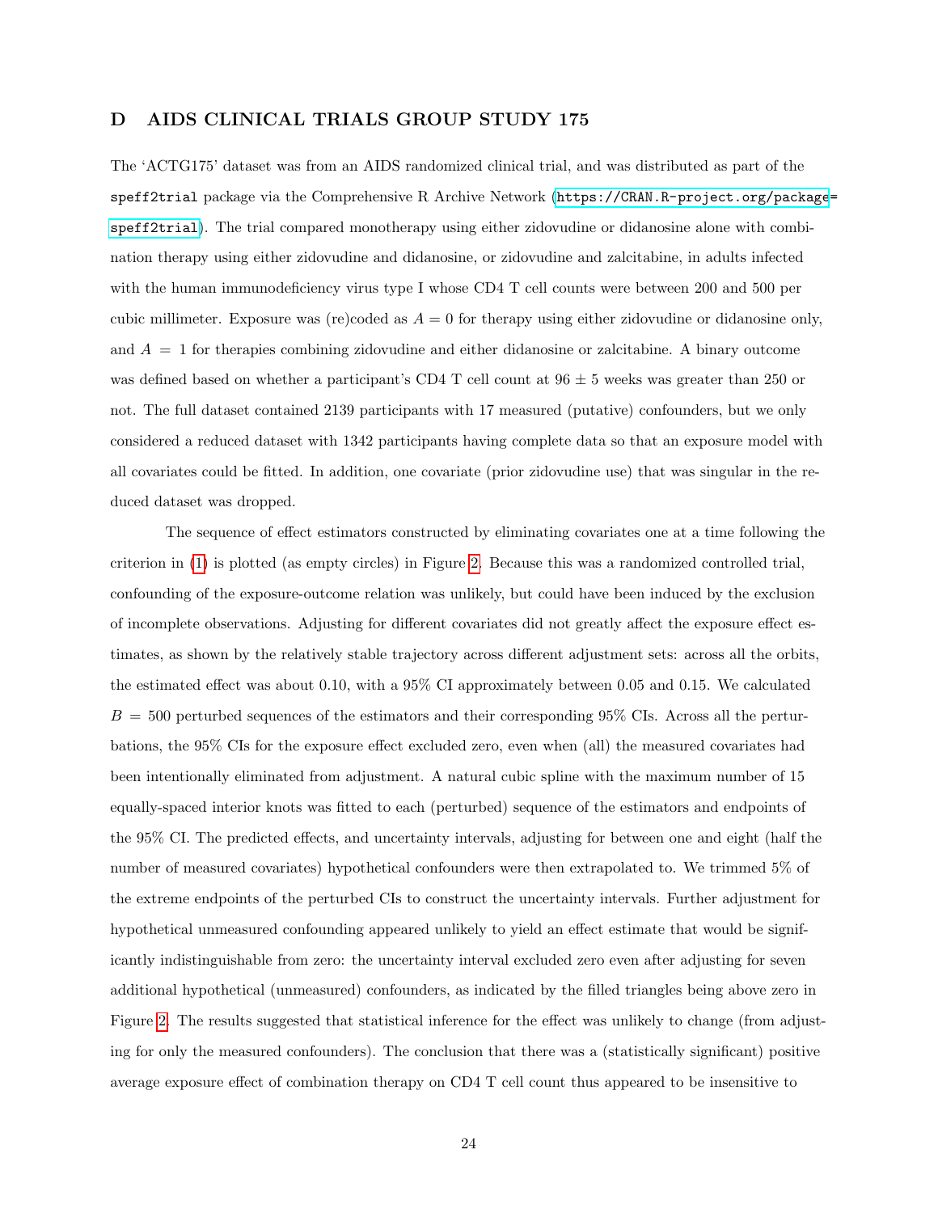## D AIDS CLINICAL TRIALS GROUP STUDY 175

The 'ACTG175' dataset was from an AIDS randomized clinical trial, and was distributed as part of the `speff2trial` package via the Comprehensive R Archive Network (https://CRAN.R-project.org/package=speff2trial). The trial compared monotherapy using either zidovudine or didanosine alone with combination therapy using either zidovudine and didanosine, or zidovudine and zalcitabine, in adults infected with the human immunodeficiency virus type I whose CD4 T cell counts were between 200 and 500 per cubic millimeter. Exposure was (re)coded as $A = 0$ for therapy using either zidovudine or didanosine only, and $A = 1$ for therapies combining zidovudine and either didanosine or zalcitabine. A binary outcome was defined based on whether a participant's CD4 T cell count at $96 \pm 5$ weeks was greater than 250 or not. The full dataset contained 2139 participants with 17 measured (putative) confounders, but we only considered a reduced dataset with 1342 participants having complete data so that an exposure model with all covariates could be fitted. In addition, one covariate (prior zidovudine use) that was singular in the reduced dataset was dropped.

The sequence of effect estimators constructed by eliminating covariates one at a time following the criterion in (1) is plotted (as empty circles) in Figure 2. Because this was a randomized controlled trial, confounding of the exposure-outcome relation was unlikely, but could have been induced by the exclusion of incomplete observations. Adjusting for different covariates did not greatly affect the exposure effect estimates, as shown by the relatively stable trajectory across different adjustment sets: across all the orbits, the estimated effect was about 0.10, with a 95% CI approximately between 0.05 and 0.15. We calculated $B = 500$ perturbed sequences of the estimators and their corresponding 95% CIs. Across all the perturbations, the 95% CIs for the exposure effect excluded zero, even when (all) the measured covariates had been intentionally eliminated from adjustment. A natural cubic spline with the maximum number of 15 equally-spaced interior knots was fitted to each (perturbed) sequence of the estimators and endpoints of the 95% CI. The predicted effects, and uncertainty intervals, adjusting for between one and eight (half the number of measured covariates) hypothetical confounders were then extrapolated to. We trimmed 5% of the extreme endpoints of the perturbed CIs to construct the uncertainty intervals. Further adjustment for hypothetical unmeasured confounding appeared unlikely to yield an effect estimate that would be significantly indistinguishable from zero: the uncertainty interval excluded zero even after adjusting for seven additional hypothetical (unmeasured) confounders, as indicated by the filled triangles being above zero in Figure 2. The results suggested that statistical inference for the effect was unlikely to change (from adjusting for only the measured confounders). The conclusion that there was a (statistically significant) positive average exposure effect of combination therapy on CD4 T cell count thus appeared to be insensitive to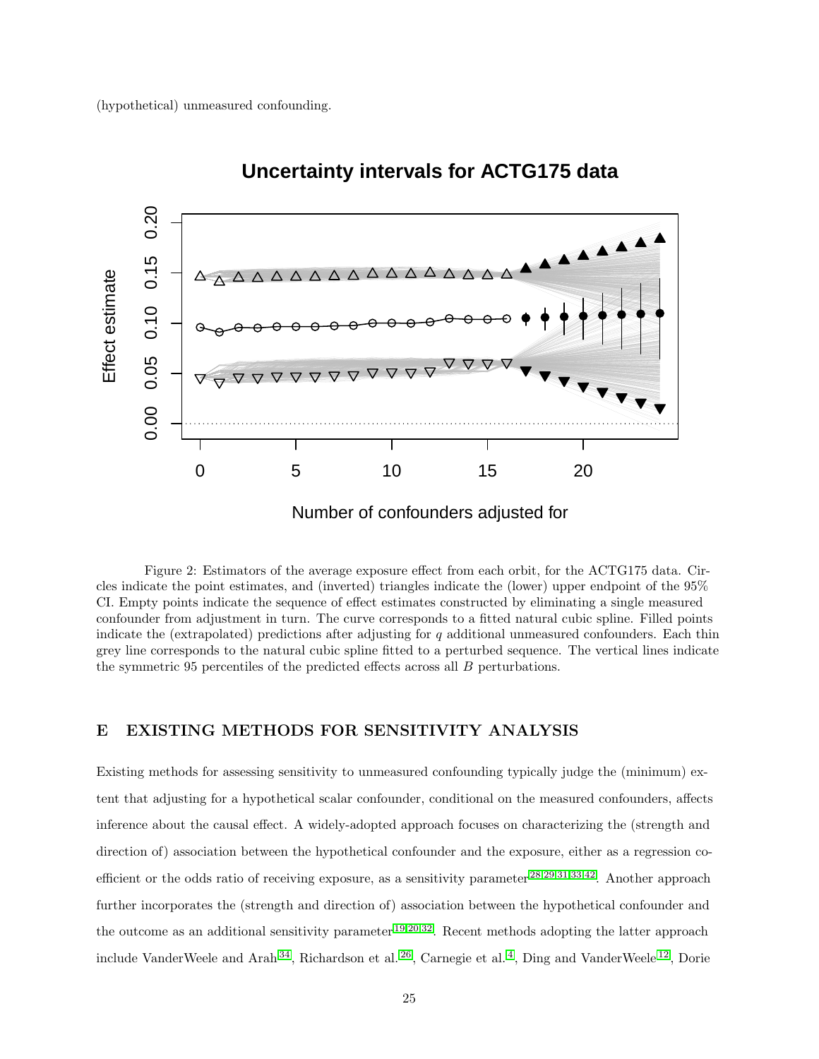(hypothetical) unmeasured confounding.

Figure 2: Estimators of the average exposure effect from each orbit, for the ACTG175 data. Circles indicate the point estimates, and (inverted) triangles indicate the (lower) upper endpoint of the 95% CI. Empty points indicate the sequence of effect estimates constructed by eliminating a single measured confounder from adjustment in turn. The curve corresponds to a fitted natural cubic spline. Filled points indicate the (extrapolated) predictions after adjusting for $q$ additional unmeasured confounders. Each thin grey line corresponds to the natural cubic spline fitted to a perturbed sequence. The vertical lines indicate the symmetric 95 percentiles of the predicted effects across all $B$ perturbations.

## E EXISTING METHODS FOR SENSITIVITY ANALYSIS

Existing methods for assessing sensitivity to unmeasured confounding typically judge the (minimum) extent that adjusting for a hypothetical scalar confounder, conditional on the measured confounders, affects inference about the causal effect. A widely-adopted approach focuses on characterizing the (strength and direction of) association between the hypothetical confounder and the exposure, either as a regression coefficient or the odds ratio of receiving exposure, as a sensitivity parameter[28,29,31,33,42]. Another approach further incorporates the (strength and direction of) association between the hypothetical confounder and the outcome as an additional sensitivity parameter[19,20,32]. Recent methods adopting the latter approach include VanderWeele and Arah[34], Richardson et al.[26], Carnegie et al.[4], Ding and VanderWeele[12], Dorie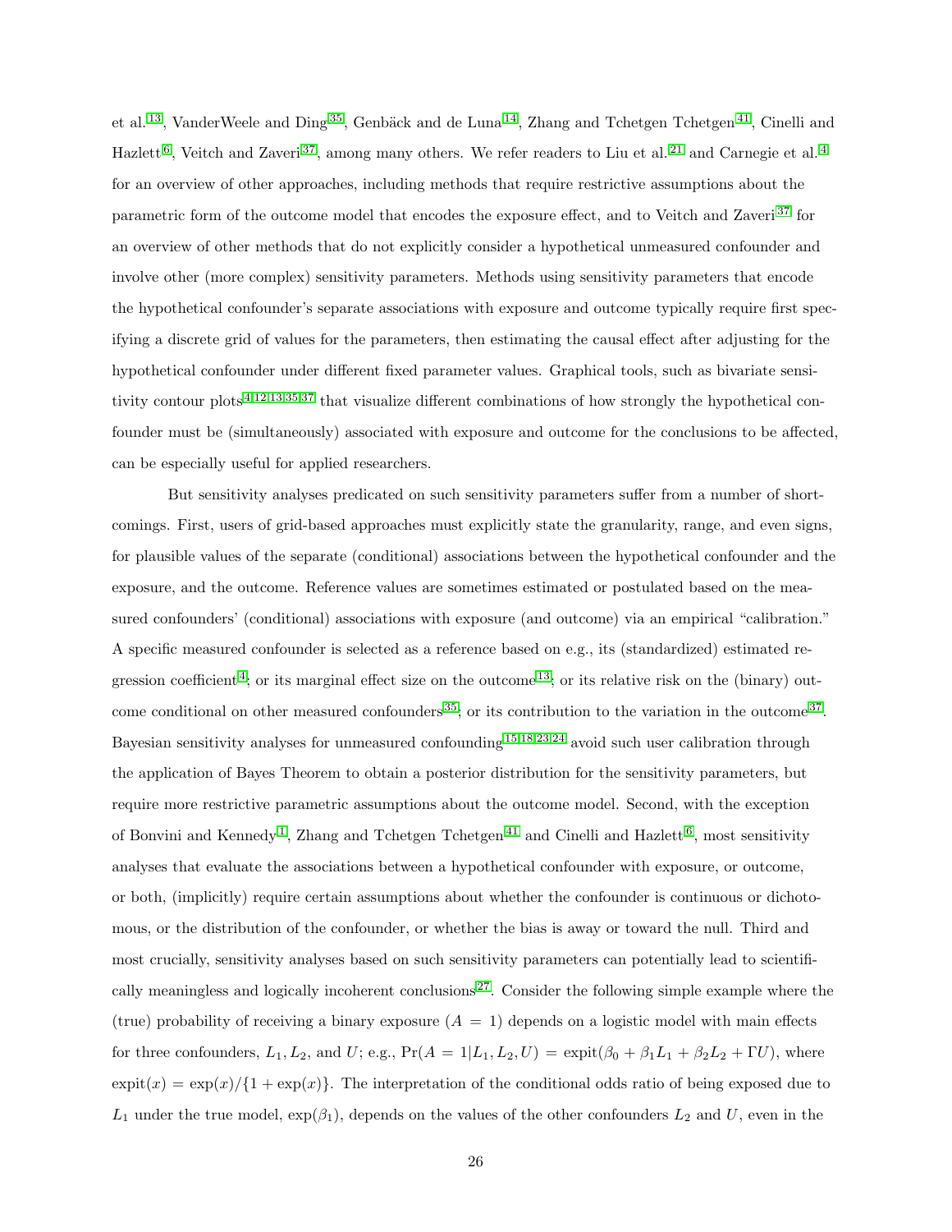et al.[13], VanderWeele and Ding[35], Genbäck and de Luna[14], Zhang and Tchetgen Tchetgen[41], Cinelli and Hazlett[6], Veitch and Zaveri[37], among many others. We refer readers to Liu et al.[21] and Carnegie et al.[4] for an overview of other approaches, including methods that require restrictive assumptions about the parametric form of the outcome model that encodes the exposure effect, and to Veitch and Zaveri[37] for an overview of other methods that do not explicitly consider a hypothetical unmeasured confounder and involve other (more complex) sensitivity parameters. Methods using sensitivity parameters that encode the hypothetical confounder's separate associations with exposure and outcome typically require first specifying a discrete grid of values for the parameters, then estimating the causal effect after adjusting for the hypothetical confounder under different fixed parameter values. Graphical tools, such as bivariate sensitivity contour plots[4,12,13,35,37] that visualize different combinations of how strongly the hypothetical confounder must be (simultaneously) associated with exposure and outcome for the conclusions to be affected, can be especially useful for applied researchers.

But sensitivity analyses predicated on such sensitivity parameters suffer from a number of shortcomings. First, users of grid-based approaches must explicitly state the granularity, range, and even signs, for plausible values of the separate (conditional) associations between the hypothetical confounder and the exposure, and the outcome. Reference values are sometimes estimated or postulated based on the measured confounders' (conditional) associations with exposure (and outcome) via an empirical "calibration." A specific measured confounder is selected as a reference based on e.g., its (standardized) estimated regression coefficient[4]; or its marginal effect size on the outcome[13]; or its relative risk on the (binary) outcome conditional on other measured confounders[35]; or its contribution to the variation in the outcome[37]. Bayesian sensitivity analyses for unmeasured confounding[15,18,23,24] avoid such user calibration through the application of Bayes Theorem to obtain a posterior distribution for the sensitivity parameters, but require more restrictive parametric assumptions about the outcome model. Second, with the exception of Bonvini and Kennedy[1], Zhang and Tchetgen Tchetgen[41] and Cinelli and Hazlett[6], most sensitivity analyses that evaluate the associations between a hypothetical confounder with exposure, or outcome, or both, (implicitly) require certain assumptions about whether the confounder is continuous or dichotomous, or the distribution of the confounder, or whether the bias is away or toward the null. Third and most crucially, sensitivity analyses based on such sensitivity parameters can potentially lead to scientifically meaningless and logically incoherent conclusions[27]. Consider the following simple example where the (true) probability of receiving a binary exposure ($A = 1$) depends on a logistic model with main effects for three confounders, $L_1, L_2$, and $U$; e.g., $\Pr(A = 1|L_1, L_2, U) = \text{expit}(\beta_0 + \beta_1 L_1 + \beta_2 L_2 + \Gamma U)$, where $\text{expit}(x) = \exp(x)/\{1 + \exp(x)\}$. The interpretation of the conditional odds ratio of being exposed due to $L_1$ under the true model, $\exp(\beta_1)$, depends on the values of the other confounders $L_2$ and $U$, even in the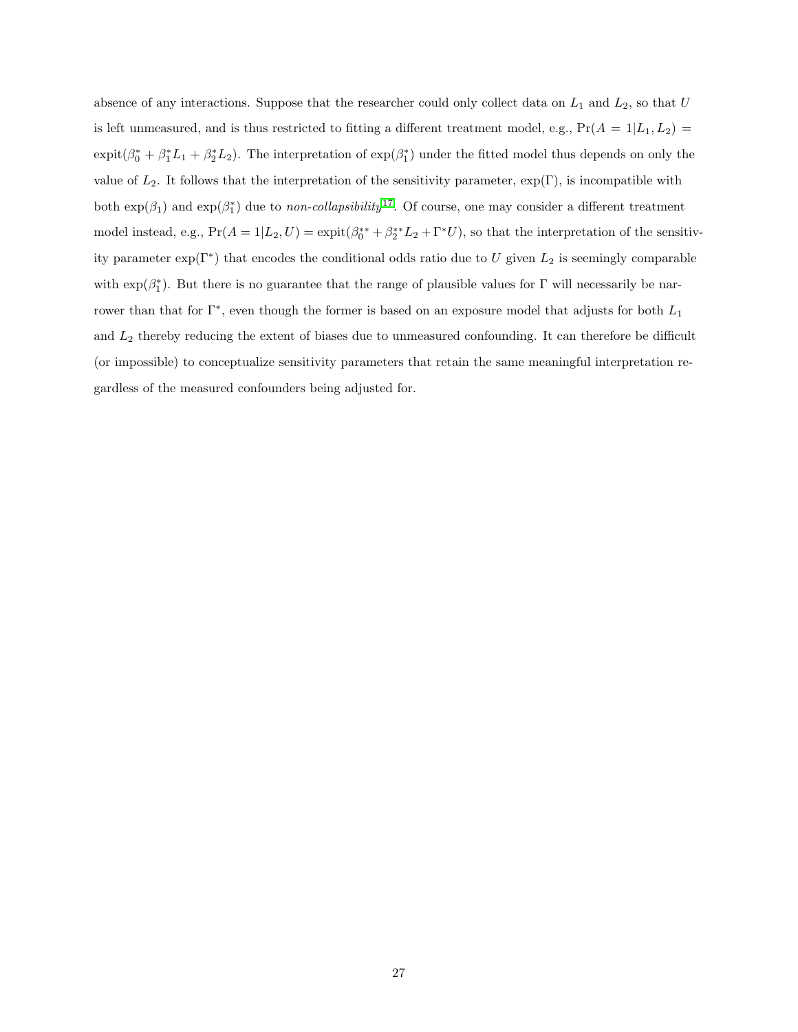absence of any interactions. Suppose that the researcher could only collect data on $L_1$ and $L_2$, so that $U$ is left unmeasured, and is thus restricted to fitting a different treatment model, e.g., $\Pr(A = 1|L_1, L_2) = \text{expit}(\beta_0^* + \beta_1^* L_1 + \beta_2^* L_2)$. The interpretation of $\exp(\beta_1^*)$ under the fitted model thus depends on only the value of $L_2$. It follows that the interpretation of the sensitivity parameter, $\exp(\Gamma)$, is incompatible with both $\exp(\beta_1)$ and $\exp(\beta_1^*)$ due to *non-collapsibility*[17]. Of course, one may consider a different treatment model instead, e.g., $\Pr(A = 1|L_2, U) = \text{expit}(\beta_0^{**} + \beta_2^{**} L_2 + \Gamma^* U)$, so that the interpretation of the sensitivity parameter $\exp(\Gamma^*)$ that encodes the conditional odds ratio due to $U$ given $L_2$ is seemingly comparable with $\exp(\beta_1^*)$. But there is no guarantee that the range of plausible values for $\Gamma$ will necessarily be narrower than that for $\Gamma^*$, even though the former is based on an exposure model that adjusts for both $L_1$ and $L_2$ thereby reducing the extent of biases due to unmeasured confounding. It can therefore be difficult (or impossible) to conceptualize sensitivity parameters that retain the same meaningful interpretation regardless of the measured confounders being adjusted for.